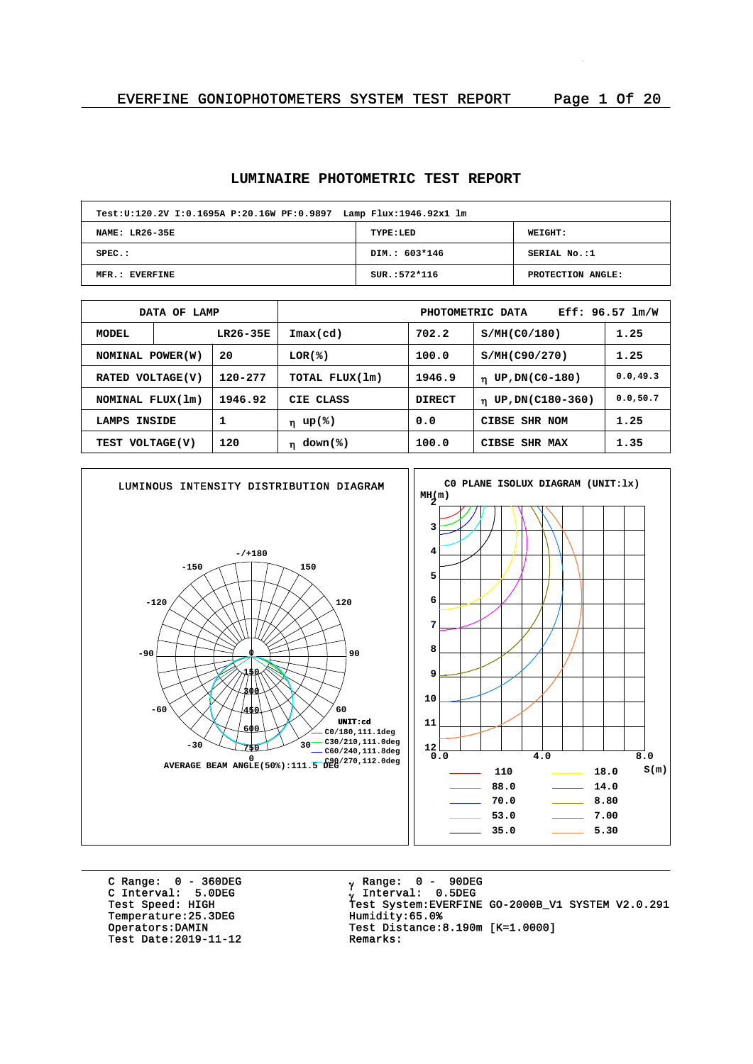EVERFINE GONIOPHOTOMETERS SYSTEM TEST REPORT

# LUMINAIRE PHOTOMETRIC TEST REPORT

| Test:U:120.2V I:0.1695A P:20.16W PF:0.9897 Lamp Flux:1946.92x1 lm | | |
|---|---|---|
| NAME: LR26-35E | TYPE:LED | WEIGHT: |
| SPEC.: | DIM.: 603*146 | SERIAL No.:1 |
| MFR.: EVERFINE | SUR.:572*116 | PROTECTION ANGLE: |

| DATA OF LAMP | | PHOTOMETRIC DATA | Eff: 96.57 lm/W | | |
|---|---|---|---|---|---|
| MODEL | LR26-35E | Imax(cd) | 702.2 | S/MH(C0/180) | 1.25 |
| NOMINAL POWER(W) | 20 | LOR(%) | 100.0 | S/MH(C90/270) | 1.25 |
| RATED VOLTAGE(V) | 120-277 | TOTAL FLUX(lm) | 1946.9 | η UP,DN(C0-180) | 0.0,49.3 |
| NOMINAL FLUX(lm) | 1946.92 | CIE CLASS | DIRECT | η UP,DN(C180-360) | 0.0,50.7 |
| LAMPS INSIDE | 1 | η up(%) | 0.0 | CIBSE SHR NOM | 1.25 |
| TEST VOLTAGE(V) | 120 | η down(%) | 100.0 | CIBSE SHR MAX | 1.35 |

**LUMINOUS INTENSITY DISTRIBUTION DIAGRAM**

UNIT:cd
- C0/180,111.1deg
- C30/210,111.0deg
- C60/240,111.8deg
- C90/270,112.0deg

AVERAGE BEAM ANGLE(50%):111.5 DEG

**C0 PLANE ISOLUX DIAGRAM (UNIT:lx)**

| 110 | 18.0 |
|---|---|
| 88.0 | 14.0 |
| 70.0 | 8.80 |
| 53.0 | 7.00 |
| 35.0 | 5.30 |

C Range: 0 - 360DEG
C Interval: 5.0DEG
Test Speed: HIGH
Temperature:25.3DEG
Operators:DAMIN
Test Date:2019-11-12

γ Range: 0 - 90DEG
γ Interval: 0.5DEG
Test System:EVERFINE GO-2000B_V1 SYSTEM V2.0.291
Humidity:65.0%
Test Distance:8.190m [K=1.0000]
Remarks: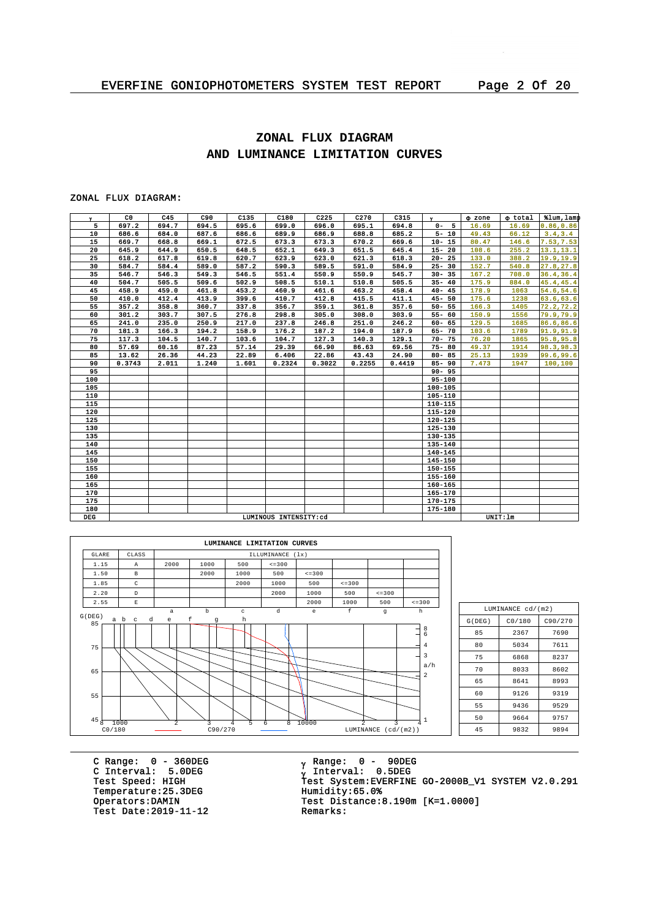## ZONAL FLUX DIAGRAM AND LUMINANCE LIMITATION CURVES

ZONAL FLUX DIAGRAM:

| γ | C0 | C45 | C90 | C135 | C180 | C225 | C270 | C315 | γ | Φ zone | Φ total | %lum,lamp |
|---|---|---|---|---|---|---|---|---|---|---|---|---|
| 5 | 697.2 | 694.7 | 694.5 | 695.6 | 699.0 | 696.0 | 695.1 | 694.8 | 0- 5 | 16.69 | 16.69 | 0.86,0.86 |
| 10 | 686.6 | 684.0 | 687.6 | 686.6 | 689.9 | 686.9 | 688.8 | 685.2 | 5- 10 | 49.43 | 66.12 | 3.4,3.4 |
| 15 | 669.7 | 668.8 | 669.1 | 672.5 | 673.3 | 673.3 | 670.2 | 669.6 | 10- 15 | 80.47 | 146.6 | 7.53,7.53 |
| 20 | 645.9 | 644.9 | 650.5 | 648.5 | 652.1 | 649.3 | 651.5 | 645.4 | 15- 20 | 108.6 | 255.2 | 13.1,13.1 |
| 25 | 618.2 | 617.8 | 619.8 | 620.7 | 623.9 | 623.0 | 621.3 | 618.3 | 20- 25 | 133.0 | 388.2 | 19.9,19.9 |
| 30 | 584.7 | 584.4 | 589.0 | 587.2 | 590.3 | 589.5 | 591.0 | 584.9 | 25- 30 | 152.7 | 540.8 | 27.8,27.8 |
| 35 | 546.7 | 546.3 | 549.3 | 546.5 | 551.4 | 550.9 | 550.9 | 545.7 | 30- 35 | 167.2 | 708.0 | 36.4,36.4 |
| 40 | 504.7 | 505.5 | 509.6 | 502.9 | 508.5 | 510.1 | 510.8 | 505.5 | 35- 40 | 175.9 | 884.0 | 45.4,45.4 |
| 45 | 458.9 | 459.0 | 461.8 | 453.2 | 460.9 | 461.6 | 463.2 | 458.4 | 40- 45 | 178.9 | 1063 | 54.6,54.6 |
| 50 | 410.0 | 412.4 | 413.9 | 399.6 | 410.7 | 412.8 | 415.5 | 411.1 | 45- 50 | 175.6 | 1238 | 63.6,63.6 |
| 55 | 357.2 | 358.8 | 360.7 | 337.8 | 356.7 | 359.1 | 361.8 | 357.6 | 50- 55 | 166.3 | 1405 | 72.2,72.2 |
| 60 | 301.2 | 303.7 | 307.5 | 276.8 | 298.8 | 305.0 | 308.0 | 303.9 | 55- 60 | 150.9 | 1556 | 79.9,79.9 |
| 65 | 241.0 | 235.0 | 250.9 | 217.0 | 237.8 | 246.8 | 251.0 | 246.2 | 60- 65 | 129.5 | 1685 | 86.6,86.6 |
| 70 | 181.3 | 166.3 | 194.2 | 158.9 | 176.2 | 187.2 | 194.0 | 187.9 | 65- 70 | 103.6 | 1789 | 91.9,91.9 |
| 75 | 117.3 | 104.5 | 140.7 | 103.6 | 104.7 | 127.3 | 140.3 | 129.1 | 70- 75 | 76.20 | 1865 | 95.8,95.8 |
| 80 | 57.69 | 60.16 | 87.23 | 57.14 | 29.39 | 66.90 | 86.63 | 69.56 | 75- 80 | 49.37 | 1914 | 98.3,98.3 |
| 85 | 13.62 | 26.36 | 44.23 | 22.89 | 6.406 | 22.86 | 43.43 | 24.90 | 80- 85 | 25.13 | 1939 | 99.6,99.6 |
| 90 | 0.3743 | 2.011 | 1.240 | 1.601 | 0.2324 | 0.3022 | 0.2255 | 0.4419 | 85- 90 | 7.473 | 1947 | 100,100 |
| 95 | | | | | | | | | 90- 95 | | | |
| 100 | | | | | | | | | 95-100 | | | |
| 105 | | | | | | | | | 100-105 | | | |
| 110 | | | | | | | | | 105-110 | | | |
| 115 | | | | | | | | | 110-115 | | | |
| 120 | | | | | | | | | 115-120 | | | |
| 125 | | | | | | | | | 120-125 | | | |
| 130 | | | | | | | | | 125-130 | | | |
| 135 | | | | | | | | | 130-135 | | | |
| 140 | | | | | | | | | 135-140 | | | |
| 145 | | | | | | | | | 140-145 | | | |
| 150 | | | | | | | | | 145-150 | | | |
| 155 | | | | | | | | | 150-155 | | | |
| 160 | | | | | | | | | 155-160 | | | |
| 165 | | | | | | | | | 160-165 | | | |
| 170 | | | | | | | | | 165-170 | | | |
| 175 | | | | | | | | | 170-175 | | | |
| 180 | | | | | | | | | 175-180 | | | |
| DEG | LUMINOUS INTENSITY:cd | | | | | | | | | UNIT:lm | | |

LUMINANCE LIMITATION CURVES

| GLARE | CLASS | ILLUMINANCE (lx) | | | | | | | |
|---|---|---|---|---|---|---|---|---|---|
| 1.15 | A | 2000 | 1000 | 500 | <=300 | | | | |
| 1.50 | B | | 2000 | 1000 | 500 | <=300 | | | |
| 1.85 | C | | | 2000 | 1000 | 500 | <=300 | | |
| 2.20 | D | | | | 2000 | 1000 | 500 | <=300 | |
| 2.55 | E | | | | | 2000 | 1000 | 500 | <=300 |
| | | a | b | c | d | e | f | g | h |

C0/180 — C90/270 — LUMINANCE (cd/(m2))

| LUMINANCE cd/(m2) | | |
|---|---|---|
| G(DEG) | C0/180 | C90/270 |
| 85 | 2367 | 7690 |
| 80 | 5034 | 7611 |
| 75 | 6868 | 8237 |
| 70 | 8033 | 8602 |
| 65 | 8641 | 8993 |
| 60 | 9126 | 9319 |
| 55 | 9436 | 9529 |
| 50 | 9664 | 9757 |
| 45 | 9832 | 9894 |

C Range: 0 - 360DEG
C Interval: 5.0DEG
Test Speed: HIGH
Temperature:25.3DEG
Operators:DAMIN
Test Date:2019-11-12

γ Range: 0 - 90DEG
γ Interval: 0.5DEG
Test System:EVERFINE GO-2000B_V1 SYSTEM V2.0.291
Humidity:65.0%
Test Distance:8.190m [K=1.0000]
Remarks: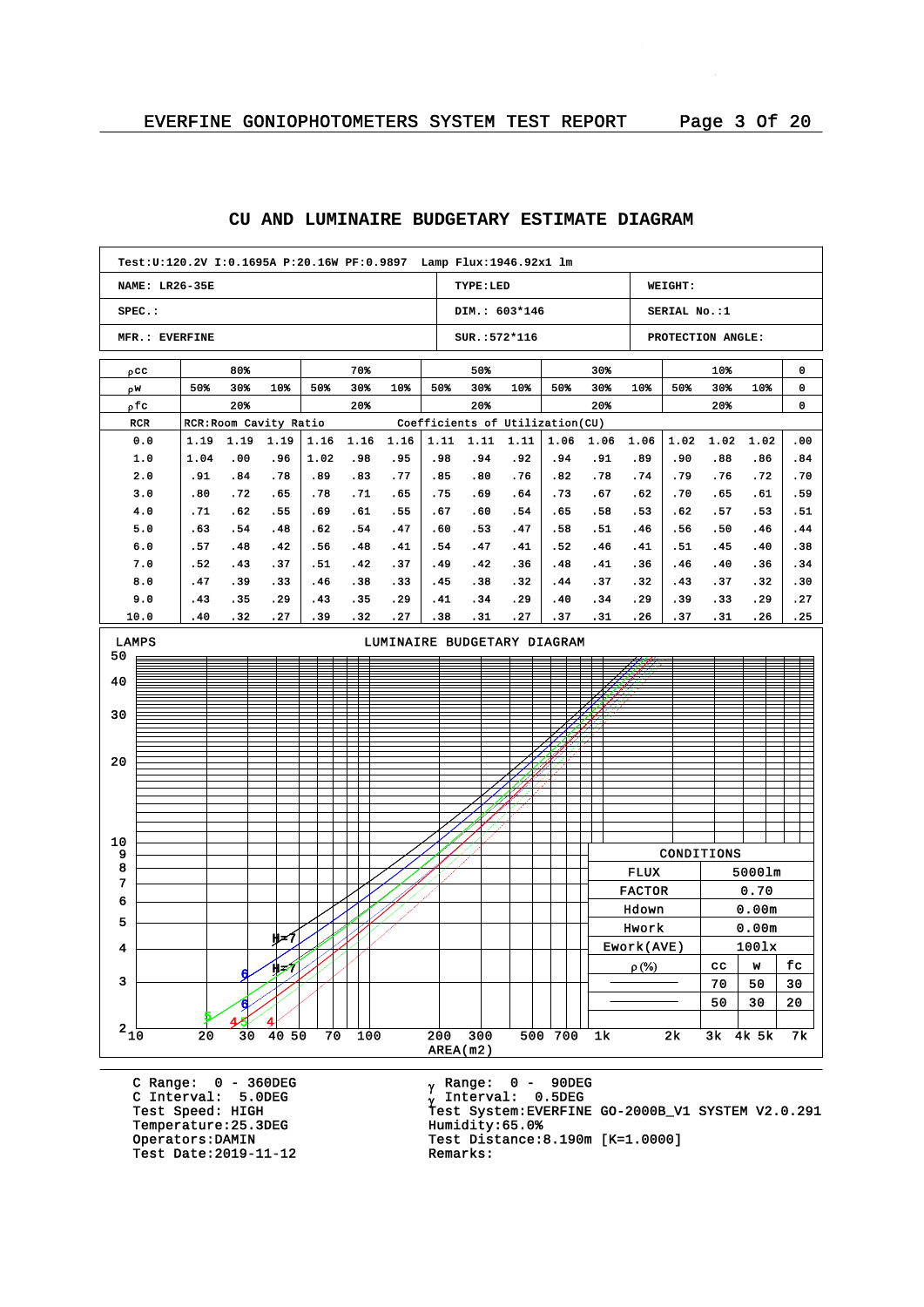## CU AND LUMINAIRE BUDGETARY ESTIMATE DIAGRAM

| Test:U:120.2V I:0.1695A P:20.16W PF:0.9897 Lamp Flux:1946.92x1 lm | | |
|---|---|---|
| NAME: LR26-35E | TYPE:LED | WEIGHT: |
| SPEC.: | DIM.: 603*146 | SERIAL No.:1 |
| MFR.: EVERFINE | SUR.:572*116 | PROTECTION ANGLE: |

| ρcc | 80% | | | 70% | | | 50% | | | 30% | | | 10% | | | 0 |
|---|---|---|---|---|---|---|---|---|---|---|---|---|---|---|---|---|
| ρw | 50% | 30% | 10% | 50% | 30% | 10% | 50% | 30% | 10% | 50% | 30% | 10% | 50% | 30% | 10% | 0 |
| ρfc | 20% | | | 20% | | | 20% | | | 20% | | | 20% | | | 0 |
| RCR | RCR:Room Cavity Ratio | | | | | | Coefficients of Utilization(CU) | | | | | | | | | |
| 0.0 | 1.19 | 1.19 | 1.19 | 1.16 | 1.16 | 1.16 | 1.11 | 1.11 | 1.11 | 1.06 | 1.06 | 1.06 | 1.02 | 1.02 | 1.02 | .00 |
| 1.0 | 1.04 | .00 | .96 | 1.02 | .98 | .95 | .98 | .94 | .92 | .94 | .91 | .89 | .90 | .88 | .86 | .84 |
| 2.0 | .91 | .84 | .78 | .89 | .83 | .77 | .85 | .80 | .76 | .82 | .78 | .74 | .79 | .76 | .72 | .70 |
| 3.0 | .80 | .72 | .65 | .78 | .71 | .65 | .75 | .69 | .64 | .73 | .67 | .62 | .70 | .65 | .61 | .59 |
| 4.0 | .71 | .62 | .55 | .69 | .61 | .55 | .67 | .60 | .54 | .65 | .58 | .53 | .62 | .57 | .53 | .51 |
| 5.0 | .63 | .54 | .48 | .62 | .54 | .47 | .60 | .53 | .47 | .58 | .51 | .46 | .56 | .50 | .46 | .44 |
| 6.0 | .57 | .48 | .42 | .56 | .48 | .41 | .54 | .47 | .41 | .52 | .46 | .41 | .51 | .45 | .40 | .38 |
| 7.0 | .52 | .43 | .37 | .51 | .42 | .37 | .49 | .42 | .36 | .48 | .41 | .36 | .46 | .40 | .36 | .34 |
| 8.0 | .47 | .39 | .33 | .46 | .38 | .33 | .45 | .38 | .32 | .44 | .37 | .32 | .43 | .37 | .32 | .30 |
| 9.0 | .43 | .35 | .29 | .43 | .35 | .29 | .41 | .34 | .29 | .40 | .34 | .29 | .39 | .33 | .29 | .27 |
| 10.0 | .40 | .32 | .27 | .39 | .32 | .27 | .38 | .31 | .27 | .37 | .31 | .26 | .37 | .31 | .26 | .25 |

LUMINAIRE BUDGETARY DIAGRAM

LAMPS (y-axis: 2–50); AREA(m2) (x-axis: 10–7k)

| CONDITIONS | | | |
|---|---|---|---|
| FLUX | 5000lm | | |
| FACTOR | 0.70 | | |
| Hdown | 0.00m | | |
| Hwork | 0.00m | | |
| Ework(AVE) | 100lx | | |
| ρ(%) | CC | W | fc |
| | 70 | 50 | 30 |
| | 50 | 30 | 20 |

C Range: 0 - 360DEG
C Interval: 5.0DEG
Test Speed: HIGH
Temperature:25.3DEG
Operators:DAMIN
Test Date:2019-11-12

γ Range: 0 - 90DEG
γ Interval: 0.5DEG
Test System:EVERFINE GO-2000B_V1 SYSTEM V2.0.291
Humidity:65.0%
Test Distance:8.190m [K=1.0000]
Remarks: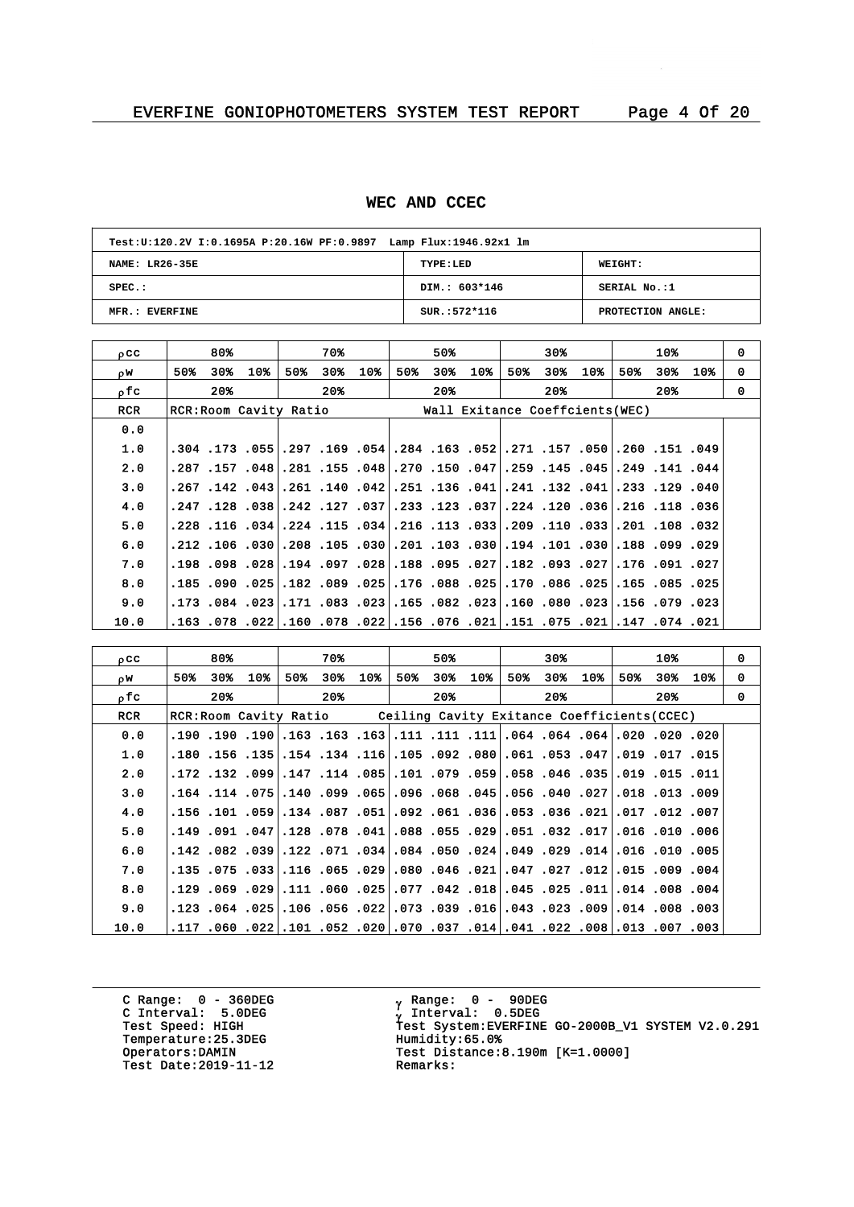## WEC AND CCEC

| Test:U:120.2V I:0.1695A P:20.16W PF:0.9897 Lamp Flux:1946.92x1 lm | | |
|---|---|---|
| NAME: LR26-35E | TYPE:LED | WEIGHT: |
| SPEC.: | DIM.: 603*146 | SERIAL No.:1 |
| MFR.: EVERFINE | SUR.:572*116 | PROTECTION ANGLE: |

| $\rho$cc | 80% | | | 70% | | | 50% | | | 30% | | | 10% | | | 0 |
|---|---|---|---|---|---|---|---|---|---|---|---|---|---|---|---|---|
| $\rho$w | 50% | 30% | 10% | 50% | 30% | 10% | 50% | 30% | 10% | 50% | 30% | 10% | 50% | 30% | 10% | 0 |
| $\rho$fc | 20% | | | 20% | | | 20% | | | 20% | | | 20% | | | 0 |
| RCR | RCR:Room Cavity Ratio | | | | | | Wall Exitance Coeffcients(WEC) | | | | | | | | | |
| 0.0 | | | | | | | | | | | | | | | | |
| 1.0 | .304 | .173 | .055 | .297 | .169 | .054 | .284 | .163 | .052 | .271 | .157 | .050 | .260 | .151 | .049 | |
| 2.0 | .287 | .157 | .048 | .281 | .155 | .048 | .270 | .150 | .047 | .259 | .145 | .045 | .249 | .141 | .044 | |
| 3.0 | .267 | .142 | .043 | .261 | .140 | .042 | .251 | .136 | .041 | .241 | .132 | .041 | .233 | .129 | .040 | |
| 4.0 | .247 | .128 | .038 | .242 | .127 | .037 | .233 | .123 | .037 | .224 | .120 | .036 | .216 | .118 | .036 | |
| 5.0 | .228 | .116 | .034 | .224 | .115 | .034 | .216 | .113 | .033 | .209 | .110 | .033 | .201 | .108 | .032 | |
| 6.0 | .212 | .106 | .030 | .208 | .105 | .030 | .201 | .103 | .030 | .194 | .101 | .030 | .188 | .099 | .029 | |
| 7.0 | .198 | .098 | .028 | .194 | .097 | .028 | .188 | .095 | .027 | .182 | .093 | .027 | .176 | .091 | .027 | |
| 8.0 | .185 | .090 | .025 | .182 | .089 | .025 | .176 | .088 | .025 | .170 | .086 | .025 | .165 | .085 | .025 | |
| 9.0 | .173 | .084 | .023 | .171 | .083 | .023 | .165 | .082 | .023 | .160 | .080 | .023 | .156 | .079 | .023 | |
| 10.0 | .163 | .078 | .022 | .160 | .078 | .022 | .156 | .076 | .021 | .151 | .075 | .021 | .147 | .074 | .021 | |

| $\rho$cc | 80% | | | 70% | | | 50% | | | 30% | | | 10% | | | 0 |
|---|---|---|---|---|---|---|---|---|---|---|---|---|---|---|---|---|
| $\rho$w | 50% | 30% | 10% | 50% | 30% | 10% | 50% | 30% | 10% | 50% | 30% | 10% | 50% | 30% | 10% | 0 |
| $\rho$fc | 20% | | | 20% | | | 20% | | | 20% | | | 20% | | | 0 |
| RCR | RCR:Room Cavity Ratio | | | | | | Ceiling Cavity Exitance Coefficients(CCEC) | | | | | | | | | |
| 0.0 | .190 | .190 | .190 | .163 | .163 | .163 | .111 | .111 | .111 | .064 | .064 | .064 | .020 | .020 | .020 | |
| 1.0 | .180 | .156 | .135 | .154 | .134 | .116 | .105 | .092 | .080 | .061 | .053 | .047 | .019 | .017 | .015 | |
| 2.0 | .172 | .132 | .099 | .147 | .114 | .085 | .101 | .079 | .059 | .058 | .046 | .035 | .019 | .015 | .011 | |
| 3.0 | .164 | .114 | .075 | .140 | .099 | .065 | .096 | .068 | .045 | .056 | .040 | .027 | .018 | .013 | .009 | |
| 4.0 | .156 | .101 | .059 | .134 | .087 | .051 | .092 | .061 | .036 | .053 | .036 | .021 | .017 | .012 | .007 | |
| 5.0 | .149 | .091 | .047 | .128 | .078 | .041 | .088 | .055 | .029 | .051 | .032 | .017 | .016 | .010 | .006 | |
| 6.0 | .142 | .082 | .039 | .122 | .071 | .034 | .084 | .050 | .024 | .049 | .029 | .014 | .016 | .010 | .005 | |
| 7.0 | .135 | .075 | .033 | .116 | .065 | .029 | .080 | .046 | .021 | .047 | .027 | .012 | .015 | .009 | .004 | |
| 8.0 | .129 | .069 | .029 | .111 | .060 | .025 | .077 | .042 | .018 | .045 | .025 | .011 | .014 | .008 | .004 | |
| 9.0 | .123 | .064 | .025 | .106 | .056 | .022 | .073 | .039 | .016 | .043 | .023 | .009 | .014 | .008 | .003 | |
| 10.0 | .117 | .060 | .022 | .101 | .052 | .020 | .070 | .037 | .014 | .041 | .022 | .008 | .013 | .007 | .003 | |

C Range: 0 - 360DEG
C Interval: 5.0DEG
Test Speed: HIGH
Temperature:25.3DEG
Operators:DAMIN
Test Date:2019-11-12

$\gamma$ Range: 0 - 90DEG
$\gamma$ Interval: 0.5DEG
Test System:EVERFINE GO-2000B_V1 SYSTEM V2.0.291
Humidity:65.0%
Test Distance:8.190m [K=1.0000]
Remarks: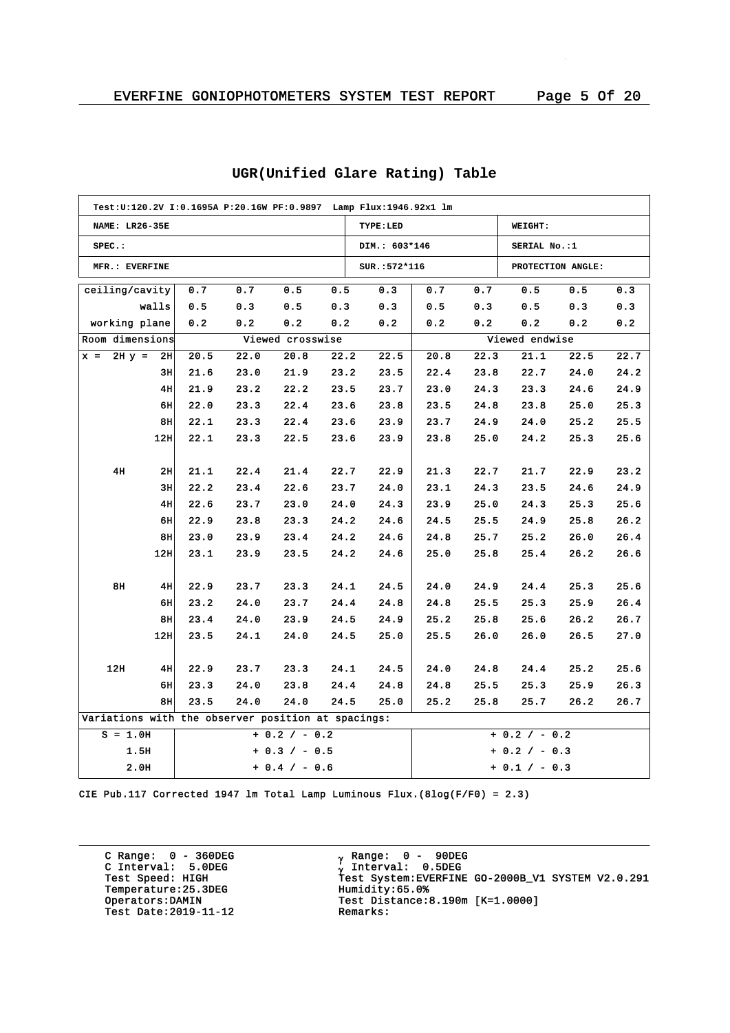## UGR(Unified Glare Rating) Table

| Test:U:120.2V I:0.1695A P:20.16W PF:0.9897 Lamp Flux:1946.92x1 lm | | | | | | | | | | |
|---|---|---|---|---|---|---|---|---|---|---|
| NAME: LR26-35E | | | | | TYPE:LED | | | WEIGHT: | | |
| SPEC.: | | | | | DIM.: 603*146 | | | SERIAL No.:1 | | |
| MFR.: EVERFINE | | | | | SUR.:572*116 | | | PROTECTION ANGLE: | | |

| ceiling/cavity | 0.7 | 0.7 | 0.5 | 0.5 | 0.3 | 0.7 | 0.7 | 0.5 | 0.5 | 0.3 |
|---|---|---|---|---|---|---|---|---|---|---|
| walls | 0.5 | 0.3 | 0.5 | 0.3 | 0.3 | 0.5 | 0.3 | 0.5 | 0.3 | 0.3 |
| working plane | 0.2 | 0.2 | 0.2 | 0.2 | 0.2 | 0.2 | 0.2 | 0.2 | 0.2 | 0.2 |
| Room dimensions | Viewed crosswise | | | | | Viewed endwise | | | | |
| x = 2H y = 2H | 20.5 | 22.0 | 20.8 | 22.2 | 22.5 | 20.8 | 22.3 | 21.1 | 22.5 | 22.7 |
| 3H | 21.6 | 23.0 | 21.9 | 23.2 | 23.5 | 22.4 | 23.8 | 22.7 | 24.0 | 24.2 |
| 4H | 21.9 | 23.2 | 22.2 | 23.5 | 23.7 | 23.0 | 24.3 | 23.3 | 24.6 | 24.9 |
| 6H | 22.0 | 23.3 | 22.4 | 23.6 | 23.8 | 23.5 | 24.8 | 23.8 | 25.0 | 25.3 |
| 8H | 22.1 | 23.3 | 22.4 | 23.6 | 23.9 | 23.7 | 24.9 | 24.0 | 25.2 | 25.5 |
| 12H | 22.1 | 23.3 | 22.5 | 23.6 | 23.9 | 23.8 | 25.0 | 24.2 | 25.3 | 25.6 |
| 4H 2H | 21.1 | 22.4 | 21.4 | 22.7 | 22.9 | 21.3 | 22.7 | 21.7 | 22.9 | 23.2 |
| 3H | 22.2 | 23.4 | 22.6 | 23.7 | 24.0 | 23.1 | 24.3 | 23.5 | 24.6 | 24.9 |
| 4H | 22.6 | 23.7 | 23.0 | 24.0 | 24.3 | 23.9 | 25.0 | 24.3 | 25.3 | 25.6 |
| 6H | 22.9 | 23.8 | 23.3 | 24.2 | 24.6 | 24.5 | 25.5 | 24.9 | 25.8 | 26.2 |
| 8H | 23.0 | 23.9 | 23.4 | 24.2 | 24.6 | 24.8 | 25.7 | 25.2 | 26.0 | 26.4 |
| 12H | 23.1 | 23.9 | 23.5 | 24.2 | 24.6 | 25.0 | 25.8 | 25.4 | 26.2 | 26.6 |
| 8H 4H | 22.9 | 23.7 | 23.3 | 24.1 | 24.5 | 24.0 | 24.9 | 24.4 | 25.3 | 25.6 |
| 6H | 23.2 | 24.0 | 23.7 | 24.4 | 24.8 | 24.8 | 25.5 | 25.3 | 25.9 | 26.4 |
| 8H | 23.4 | 24.0 | 23.9 | 24.5 | 24.9 | 25.2 | 25.8 | 25.6 | 26.2 | 26.7 |
| 12H | 23.5 | 24.1 | 24.0 | 24.5 | 25.0 | 25.5 | 26.0 | 26.0 | 26.5 | 27.0 |
| 12H 4H | 22.9 | 23.7 | 23.3 | 24.1 | 24.5 | 24.0 | 24.8 | 24.4 | 25.2 | 25.6 |
| 6H | 23.3 | 24.0 | 23.8 | 24.4 | 24.8 | 24.8 | 25.5 | 25.3 | 25.9 | 26.3 |
| 8H | 23.5 | 24.0 | 24.0 | 24.5 | 25.0 | 25.2 | 25.8 | 25.7 | 26.2 | 26.7 |
| Variations with the observer position at spacings: | | | | | | | | | | |
| S = 1.0H | + 0.2 / - 0.2 | | | | | + 0.2 / - 0.2 | | | | |
| 1.5H | + 0.3 / - 0.5 | | | | | + 0.2 / - 0.3 | | | | |
| 2.0H | + 0.4 / - 0.6 | | | | | + 0.1 / - 0.3 | | | | |

CIE Pub.117 Corrected 1947 lm Total Lamp Luminous Flux.(8log(F/F0) = 2.3)

C Range: 0 - 360DEG
C Interval: 5.0DEG
Test Speed: HIGH
Temperature:25.3DEG
Operators:DAMIN
Test Date:2019-11-12

$\gamma$ Range: 0 - 90DEG
$\gamma$ Interval: 0.5DEG
Test System:EVERFINE GO-2000B_V1 SYSTEM V2.0.291
Humidity:65.0%
Test Distance:8.190m [K=1.0000]
Remarks: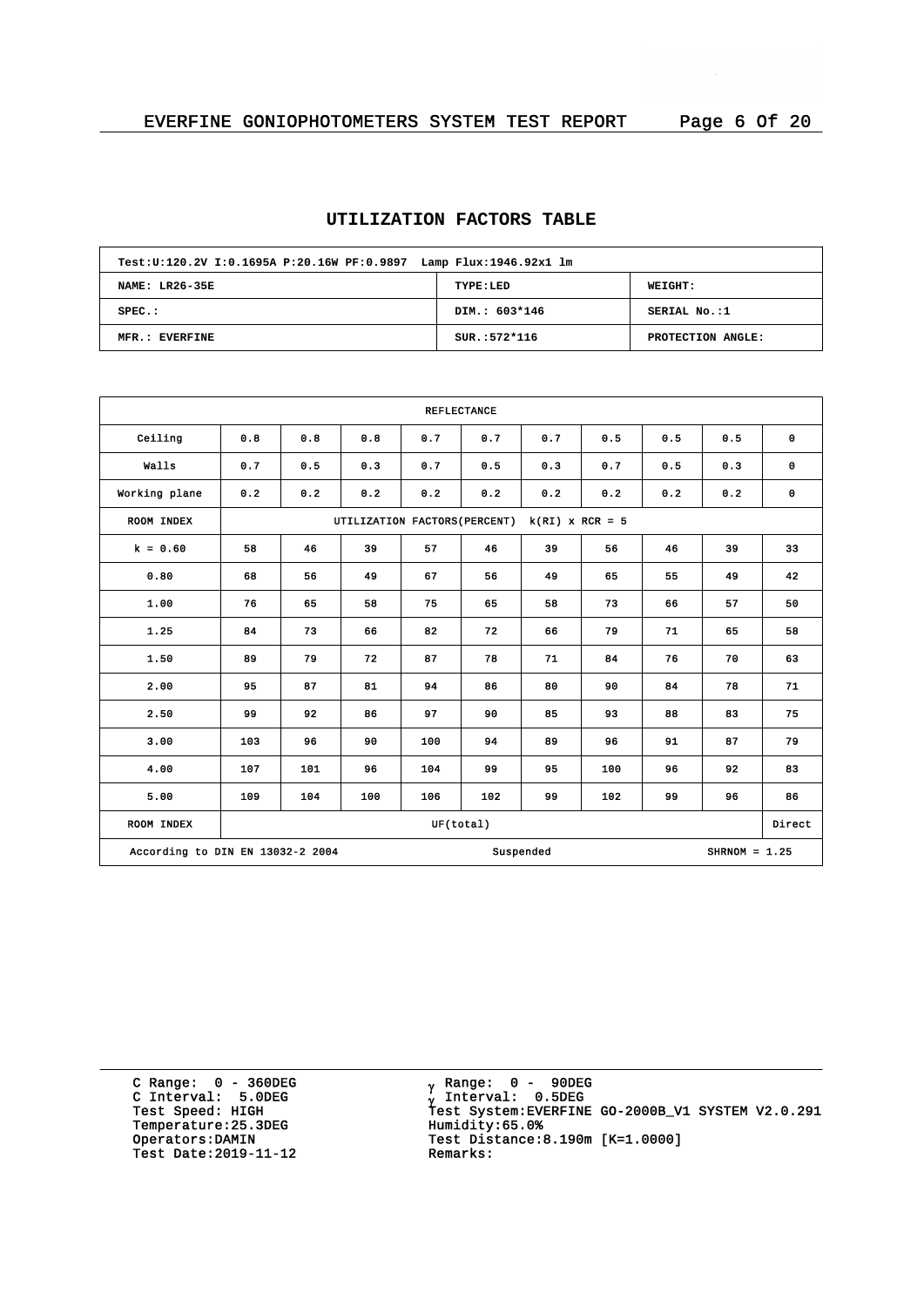## UTILIZATION FACTORS TABLE

| Test:U:120.2V I:0.1695A P:20.16W PF:0.9897 Lamp Flux:1946.92x1 lm | | |
|---|---|---|
| NAME: LR26-35E | TYPE:LED | WEIGHT: |
| SPEC.: | DIM.: 603*146 | SERIAL No.:1 |
| MFR.: EVERFINE | SUR.:572*116 | PROTECTION ANGLE: |

| REFLECTANCE | | | | | | | | | | |
|---|---|---|---|---|---|---|---|---|---|---|
| Ceiling | 0.8 | 0.8 | 0.8 | 0.7 | 0.7 | 0.7 | 0.5 | 0.5 | 0.5 | 0 |
| Walls | 0.7 | 0.5 | 0.3 | 0.7 | 0.5 | 0.3 | 0.7 | 0.5 | 0.3 | 0 |
| Working plane | 0.2 | 0.2 | 0.2 | 0.2 | 0.2 | 0.2 | 0.2 | 0.2 | 0.2 | 0 |
| ROOM INDEX | UTILIZATION FACTORS(PERCENT) k(RI) x RCR = 5 | | | | | | | | | |
| k = 0.60 | 58 | 46 | 39 | 57 | 46 | 39 | 56 | 46 | 39 | 33 |
| 0.80 | 68 | 56 | 49 | 67 | 56 | 49 | 65 | 55 | 49 | 42 |
| 1.00 | 76 | 65 | 58 | 75 | 65 | 58 | 73 | 66 | 57 | 50 |
| 1.25 | 84 | 73 | 66 | 82 | 72 | 66 | 79 | 71 | 65 | 58 |
| 1.50 | 89 | 79 | 72 | 87 | 78 | 71 | 84 | 76 | 70 | 63 |
| 2.00 | 95 | 87 | 81 | 94 | 86 | 80 | 90 | 84 | 78 | 71 |
| 2.50 | 99 | 92 | 86 | 97 | 90 | 85 | 93 | 88 | 83 | 75 |
| 3.00 | 103 | 96 | 90 | 100 | 94 | 89 | 96 | 91 | 87 | 79 |
| 4.00 | 107 | 101 | 96 | 104 | 99 | 95 | 100 | 96 | 92 | 83 |
| 5.00 | 109 | 104 | 100 | 106 | 102 | 99 | 102 | 99 | 96 | 86 |
| ROOM INDEX | UF(total) | | | | | | | | | Direct |
| According to DIN EN 13032-2 2004 | | | | Suspended | | | | SHRNOM = 1.25 | | |

C Range: 0 - 360DEG
C Interval: 5.0DEG
Test Speed: HIGH
Temperature:25.3DEG
Operators:DAMIN
Test Date:2019-11-12

γ Range: 0 - 90DEG
γ Interval: 0.5DEG
Test System:EVERFINE GO-2000B_V1 SYSTEM V2.0.291
Humidity:65.0%
Test Distance:8.190m [K=1.0000]
Remarks: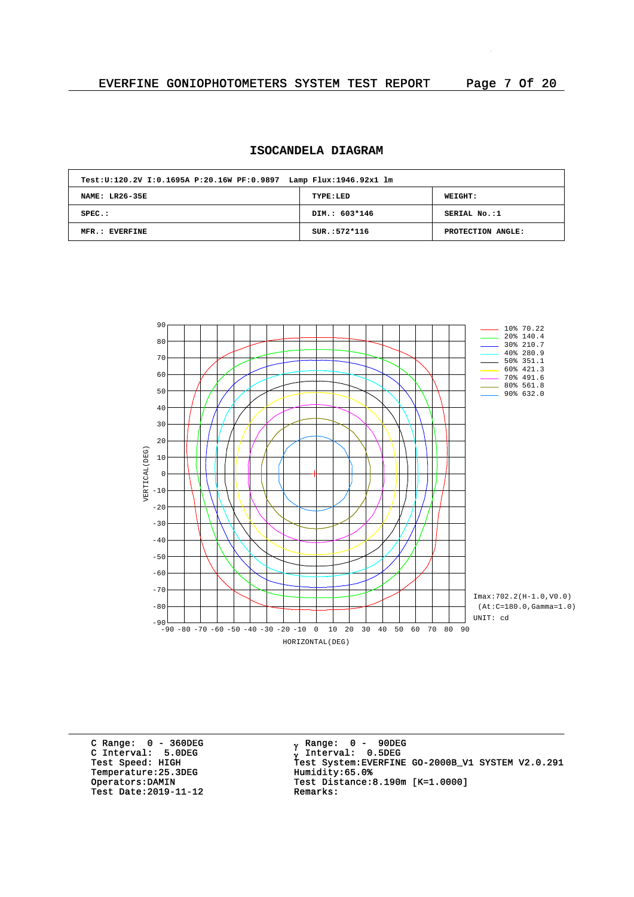## ISOCANDELA DIAGRAM

| Test:U:120.2V I:0.1695A P:20.16W PF:0.9897 Lamp Flux:1946.92x1 lm | | |
|---|---|---|
| NAME: LR26-35E | TYPE:LED | WEIGHT: |
| SPEC.: | DIM.: 603*146 | SERIAL No.:1 |
| MFR.: EVERFINE | SUR.:572*116 | PROTECTION ANGLE: |

VERTICAL(DEG): 90, 80, 70, 60, 50, 40, 30, 20, 10, 0, -10, -20, -30, -40, -50, -60, -70, -80, -90

HORIZONTAL(DEG): -90, -80, -70, -60, -50, -40, -30, -20, -10, 0, 10, 20, 30, 40, 50, 60, 70, 80, 90

- 10% 70.22
- 20% 140.4
- 30% 210.7
- 40% 280.9
- 50% 351.1
- 60% 421.3
- 70% 491.6
- 80% 561.8
- 90% 632.0

Imax:702.2(H-1.0,V0.0)
(At:C=180.0,Gamma=1.0)
UNIT: cd

C Range: 0 - 360DEG
C Interval: 5.0DEG
Test Speed: HIGH
Temperature:25.3DEG
Operators:DAMIN
Test Date:2019-11-12

$\gamma$ Range: 0 - 90DEG
$\gamma$ Interval: 0.5DEG
Test System:EVERFINE GO-2000B_V1 SYSTEM V2.0.291
Humidity:65.0%
Test Distance:8.190m [K=1.0000]
Remarks: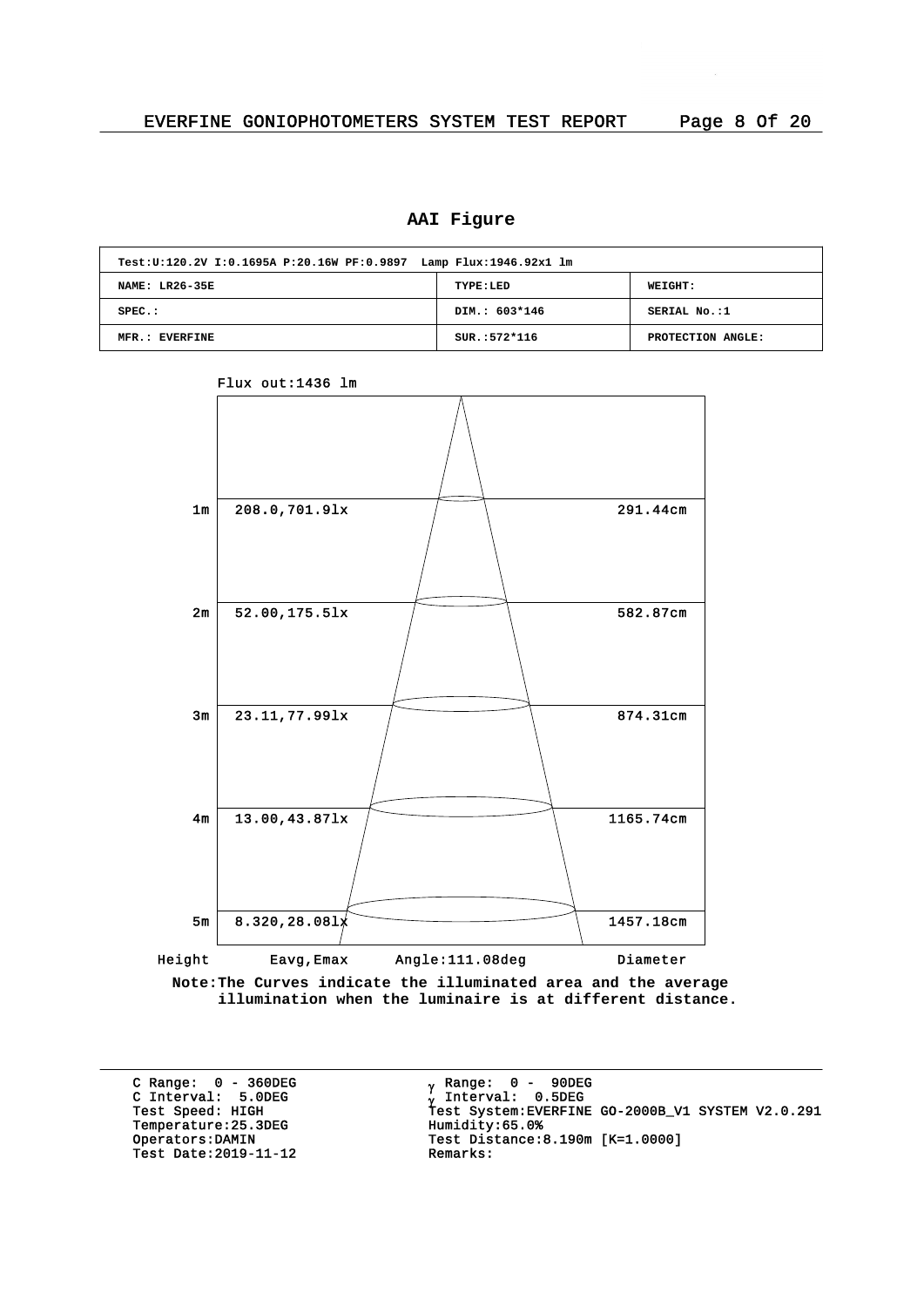## AAI Figure

| Test:U:120.2V I:0.1695A P:20.16W PF:0.9897 Lamp Flux:1946.92x1 lm | | |
|---|---|---|
| NAME: LR26-35E | TYPE:LED | WEIGHT: |
| SPEC.: | DIM.: 603*146 | SERIAL No.:1 |
| MFR.: EVERFINE | SUR.:572*116 | PROTECTION ANGLE: |

Flux out:1436 lm

| Height | Eavg,Emax | Diameter |
|---|---|---|
| 1m | 208.0,701.9lx | 291.44cm |
| 2m | 52.00,175.5lx | 582.87cm |
| 3m | 23.11,77.99lx | 874.31cm |
| 4m | 13.00,43.87lx | 1165.74cm |
| 5m | 8.320,28.08lx | 1457.18cm |

Angle:111.08deg

**Note:The Curves indicate the illuminated area and the average illumination when the luminaire is at different distance.**

C Range: 0 - 360DEG
C Interval: 5.0DEG
Test Speed: HIGH
Temperature:25.3DEG
Operators:DAMIN
Test Date:2019-11-12

γ Range: 0 - 90DEG
γ Interval: 0.5DEG
Test System:EVERFINE GO-2000B_V1 SYSTEM V2.0.291
Humidity:65.0%
Test Distance:8.190m [K=1.0000]
Remarks: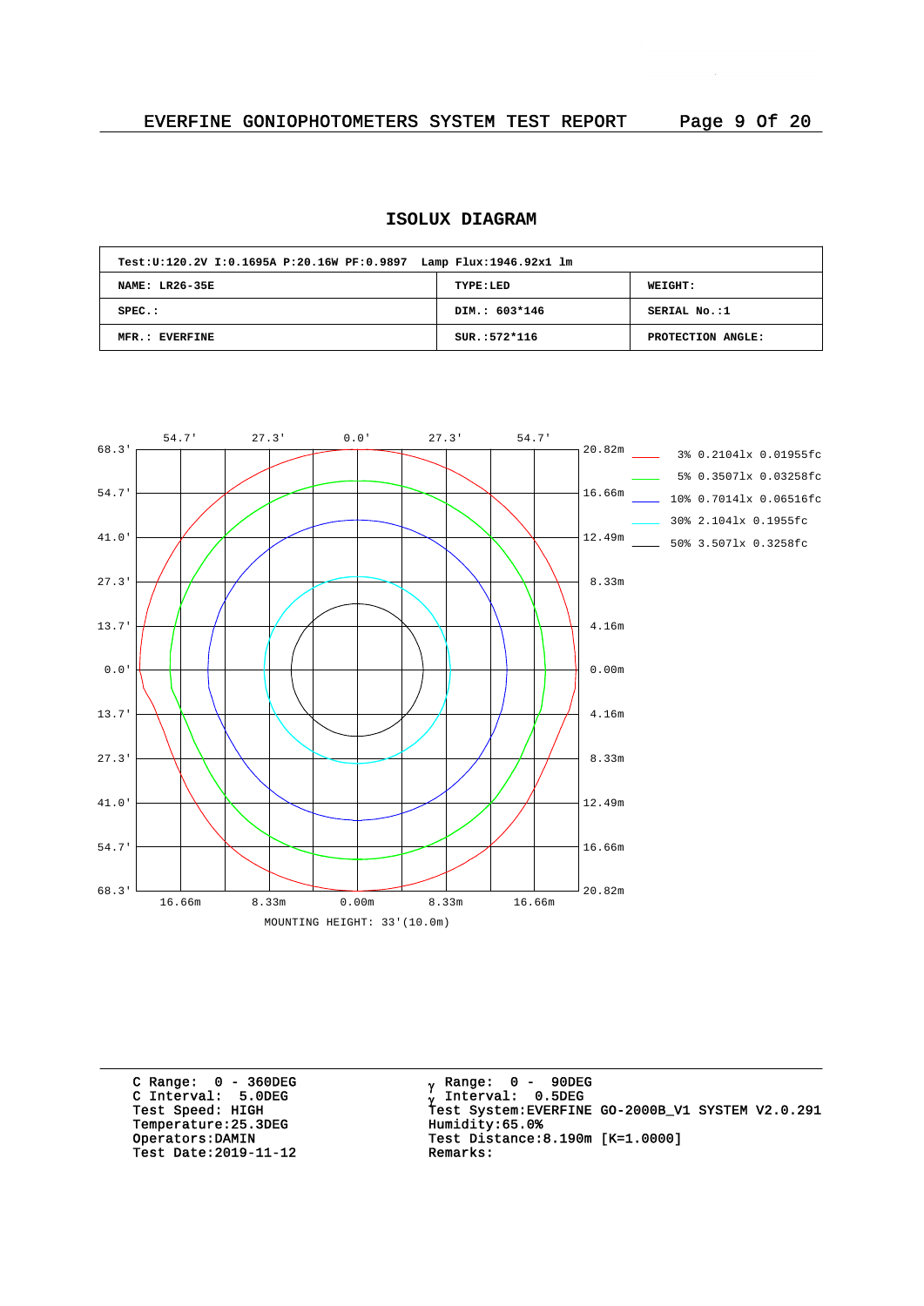## ISOLUX DIAGRAM

| Test:U:120.2V I:0.1695A P:20.16W PF:0.9897 Lamp Flux:1946.92x1 lm | | |
|---|---|---|
| NAME: LR26-35E | TYPE:LED | WEIGHT: |
| SPEC.: | DIM.: 603*146 | SERIAL No.:1 |
| MFR.: EVERFINE | SUR.:572*116 | PROTECTION ANGLE: |

3% 0.2104lx 0.01955fc
5% 0.3507lx 0.03258fc
10% 0.7014lx 0.06516fc
30% 2.104lx 0.1955fc
50% 3.507lx 0.3258fc

MOUNTING HEIGHT: 33'(10.0m)

C Range: 0 - 360DEG
C Interval: 5.0DEG
Test Speed: HIGH
Temperature:25.3DEG
Operators:DAMIN
Test Date:2019-11-12

γ Range: 0 - 90DEG
γ Interval: 0.5DEG
Test System:EVERFINE GO-2000B_V1 SYSTEM V2.0.291
Humidity:65.0%
Test Distance:8.190m [K=1.0000]
Remarks: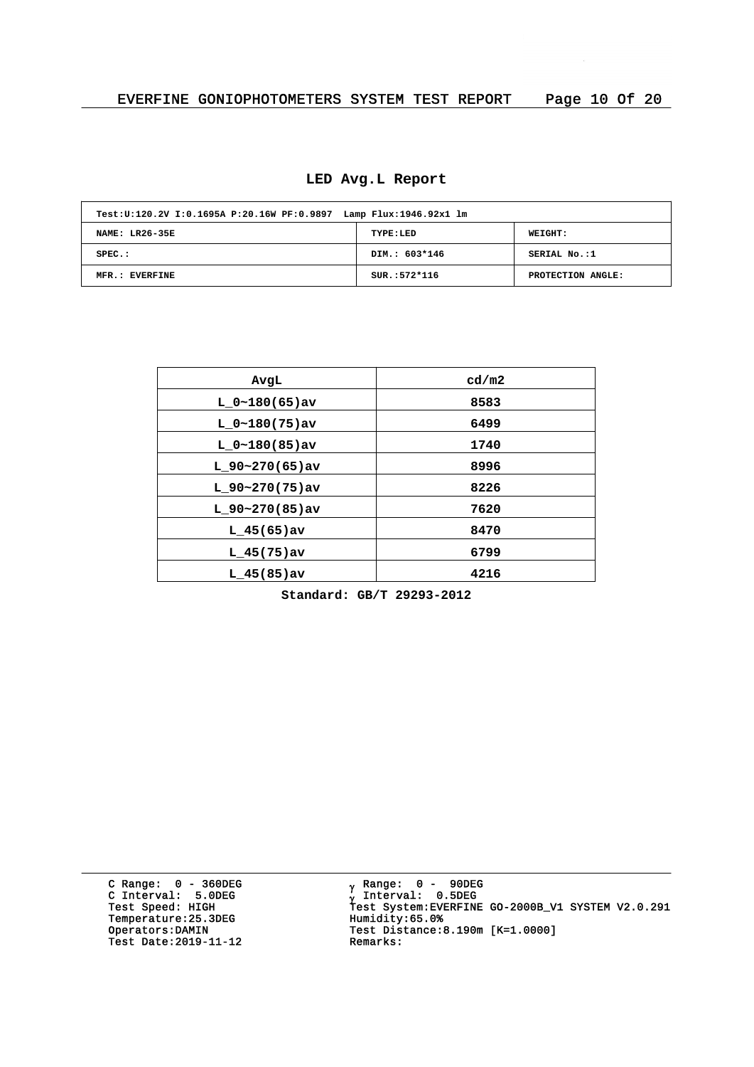## LED Avg.L Report

| Test:U:120.2V I:0.1695A P:20.16W PF:0.9897 Lamp Flux:1946.92x1 lm | | |
|---|---|---|
| NAME: LR26-35E | TYPE:LED | WEIGHT: |
| SPEC.: | DIM.: 603*146 | SERIAL No.:1 |
| MFR.: EVERFINE | SUR.:572*116 | PROTECTION ANGLE: |

| AvgL | cd/m2 |
|---|---|
| L_0~180(65)av | 8583 |
| L_0~180(75)av | 6499 |
| L_0~180(85)av | 1740 |
| L_90~270(65)av | 8996 |
| L_90~270(75)av | 8226 |
| L_90~270(85)av | 7620 |
| L_45(65)av | 8470 |
| L_45(75)av | 6799 |
| L_45(85)av | 4216 |

**Standard: GB/T 29293-2012**

C Range: 0 - 360DEG
C Interval: 5.0DEG
Test Speed: HIGH
Temperature:25.3DEG
Operators:DAMIN
Test Date:2019-11-12

γ Range: 0 - 90DEG
γ Interval: 0.5DEG
Test System:EVERFINE GO-2000B_V1 SYSTEM V2.0.291
Humidity:65.0%
Test Distance:8.190m [K=1.0000]
Remarks: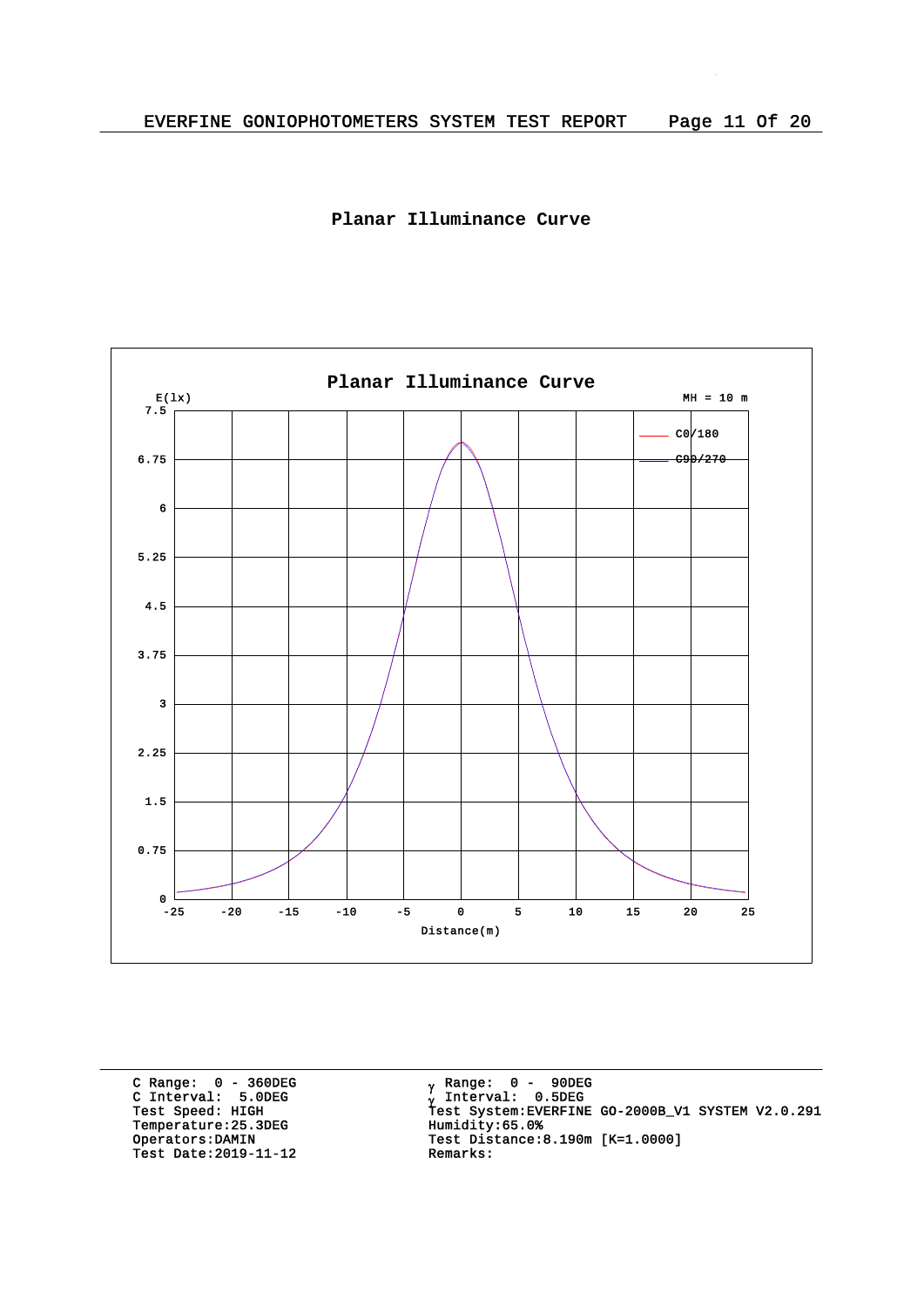## Planar Illuminance Curve

Planar Illuminance Curve

E(lx)

MH = 10 m

C0/180

C90/270

Distance(m)

C Range: 0 - 360DEG
C Interval: 5.0DEG
Test Speed: HIGH
Temperature:25.3DEG
Operators:DAMIN
Test Date:2019-11-12

γ Range: 0 - 90DEG
γ Interval: 0.5DEG
Test System:EVERFINE GO-2000B_V1 SYSTEM V2.0.291
Humidity:65.0%
Test Distance:8.190m [K=1.0000]
Remarks: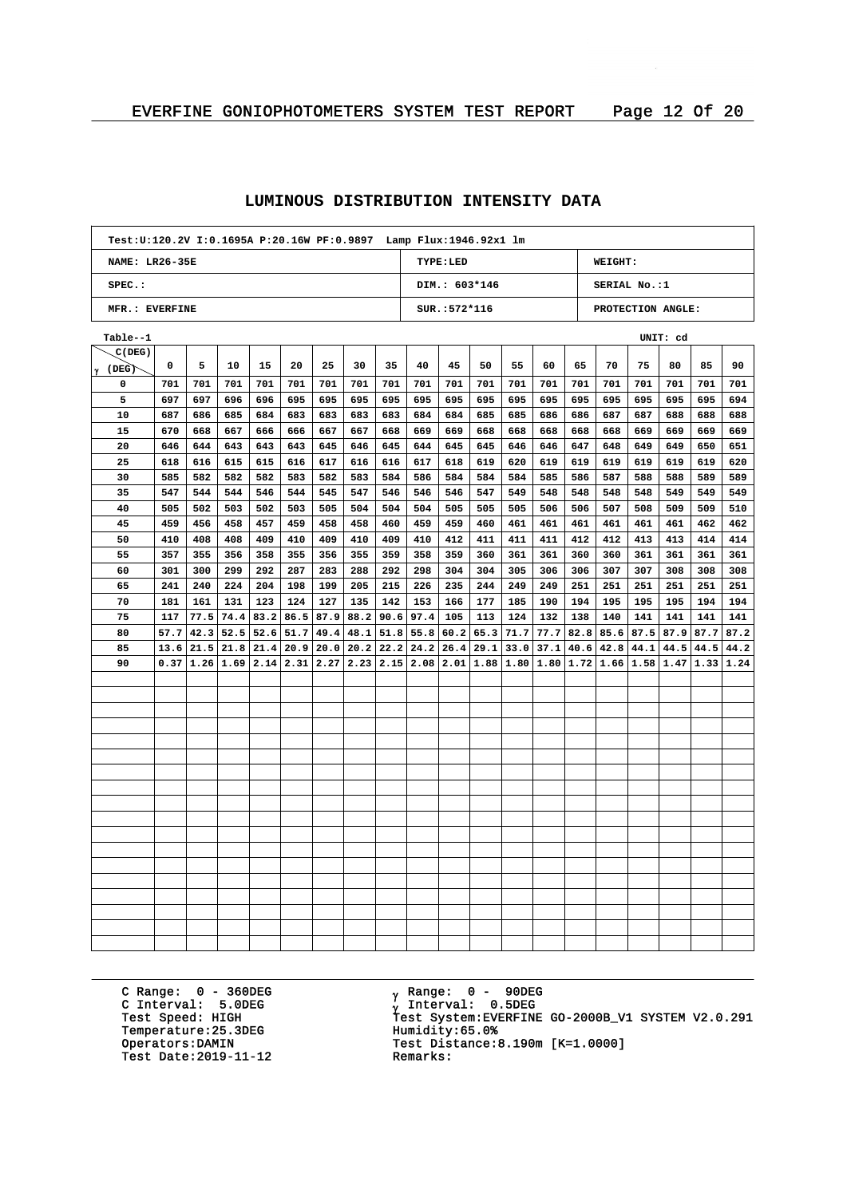## LUMINOUS DISTRIBUTION INTENSITY DATA

| Test:U:120.2V I:0.1695A P:20.16W PF:0.9897 Lamp Flux:1946.92x1 lm | | |
|---|---|---|
| NAME: LR26-35E | TYPE:LED | WEIGHT: |
| SPEC.: | DIM.: 603*146 | SERIAL No.:1 |
| MFR.: EVERFINE | SUR.:572*116 | PROTECTION ANGLE: |

Table--1 UNIT: cd

| γ (DEG) \ C(DEG) | 0 | 5 | 10 | 15 | 20 | 25 | 30 | 35 | 40 | 45 | 50 | 55 | 60 | 65 | 70 | 75 | 80 | 85 | 90 |
|---|---|---|---|---|---|---|---|---|---|---|---|---|---|---|---|---|---|---|---|
| 0 | 701 | 701 | 701 | 701 | 701 | 701 | 701 | 701 | 701 | 701 | 701 | 701 | 701 | 701 | 701 | 701 | 701 | 701 | 701 |
| 5 | 697 | 697 | 696 | 696 | 695 | 695 | 695 | 695 | 695 | 695 | 695 | 695 | 695 | 695 | 695 | 695 | 695 | 695 | 694 |
| 10 | 687 | 686 | 685 | 684 | 683 | 683 | 683 | 683 | 684 | 684 | 685 | 685 | 686 | 686 | 687 | 687 | 688 | 688 | 688 |
| 15 | 670 | 668 | 667 | 666 | 666 | 667 | 667 | 668 | 669 | 669 | 668 | 668 | 668 | 668 | 668 | 669 | 669 | 669 | 669 |
| 20 | 646 | 644 | 643 | 643 | 643 | 645 | 646 | 645 | 644 | 645 | 645 | 646 | 646 | 647 | 648 | 649 | 649 | 650 | 651 |
| 25 | 618 | 616 | 615 | 615 | 616 | 617 | 616 | 616 | 617 | 618 | 619 | 620 | 619 | 619 | 619 | 619 | 619 | 619 | 620 |
| 30 | 585 | 582 | 582 | 582 | 583 | 582 | 583 | 584 | 586 | 584 | 584 | 584 | 585 | 586 | 587 | 588 | 588 | 589 | 589 |
| 35 | 547 | 544 | 544 | 546 | 544 | 545 | 547 | 546 | 546 | 546 | 547 | 549 | 548 | 548 | 548 | 548 | 549 | 549 | 549 |
| 40 | 505 | 502 | 503 | 502 | 503 | 505 | 504 | 504 | 504 | 505 | 505 | 505 | 506 | 506 | 507 | 508 | 509 | 509 | 510 |
| 45 | 459 | 456 | 458 | 457 | 459 | 458 | 458 | 460 | 459 | 459 | 460 | 461 | 461 | 461 | 461 | 461 | 461 | 462 | 462 |
| 50 | 410 | 408 | 408 | 409 | 410 | 409 | 410 | 409 | 410 | 412 | 411 | 411 | 411 | 412 | 412 | 413 | 413 | 414 | 414 |
| 55 | 357 | 355 | 356 | 358 | 355 | 356 | 355 | 359 | 358 | 359 | 360 | 361 | 361 | 360 | 360 | 361 | 361 | 361 | 361 |
| 60 | 301 | 300 | 299 | 292 | 287 | 283 | 288 | 292 | 298 | 304 | 304 | 305 | 306 | 306 | 307 | 307 | 308 | 308 | 308 |
| 65 | 241 | 240 | 224 | 204 | 198 | 199 | 205 | 215 | 226 | 235 | 244 | 249 | 249 | 251 | 251 | 251 | 251 | 251 | 251 |
| 70 | 181 | 161 | 131 | 123 | 124 | 127 | 135 | 142 | 153 | 166 | 177 | 185 | 190 | 194 | 195 | 195 | 195 | 194 | 194 |
| 75 | 117 | 77.5 | 74.4 | 83.2 | 86.5 | 87.9 | 88.2 | 90.6 | 97.4 | 105 | 113 | 124 | 132 | 138 | 140 | 141 | 141 | 141 | 141 |
| 80 | 57.7 | 42.3 | 52.5 | 52.6 | 51.7 | 49.4 | 48.1 | 51.8 | 55.8 | 60.2 | 65.3 | 71.7 | 77.7 | 82.8 | 85.6 | 87.5 | 87.9 | 87.7 | 87.2 |
| 85 | 13.6 | 21.5 | 21.8 | 21.4 | 20.9 | 20.0 | 20.2 | 22.2 | 24.2 | 26.4 | 29.1 | 33.0 | 37.1 | 40.6 | 42.8 | 44.1 | 44.5 | 44.5 | 44.2 |
| 90 | 0.37 | 1.26 | 1.69 | 2.14 | 2.31 | 2.27 | 2.23 | 2.15 | 2.08 | 2.01 | 1.88 | 1.80 | 1.80 | 1.72 | 1.66 | 1.58 | 1.47 | 1.33 | 1.24 |

C Range: 0 - 360DEG
C Interval: 5.0DEG
Test Speed: HIGH
Temperature:25.3DEG
Operators:DAMIN
Test Date:2019-11-12

γ Range: 0 - 90DEG
γ Interval: 0.5DEG
Test System:EVERFINE GO-2000B_V1 SYSTEM V2.0.291
Humidity:65.0%
Test Distance:8.190m [K=1.0000]
Remarks: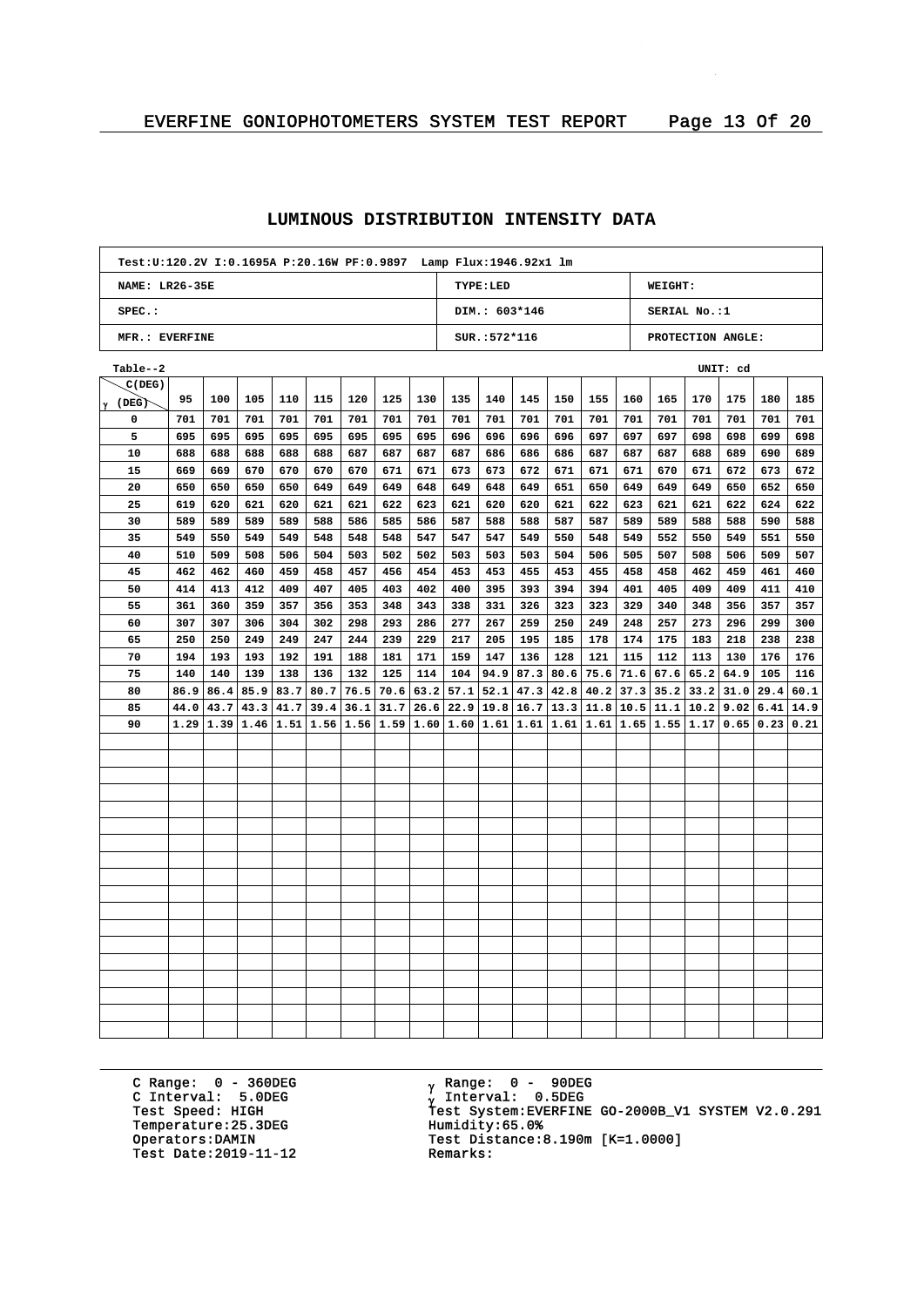## LUMINOUS DISTRIBUTION INTENSITY DATA

| Test:U:120.2V I:0.1695A P:20.16W PF:0.9897 Lamp Flux:1946.92x1 lm | | |
|---|---|---|
| NAME: LR26-35E | TYPE:LED | WEIGHT: |
| SPEC.: | DIM.: 603*146 | SERIAL No.:1 |
| MFR.: EVERFINE | SUR.:572*116 | PROTECTION ANGLE: |

Table--2 UNIT: cd

| γ (DEG) \ C(DEG) | 95 | 100 | 105 | 110 | 115 | 120 | 125 | 130 | 135 | 140 | 145 | 150 | 155 | 160 | 165 | 170 | 175 | 180 | 185 |
|---|---|---|---|---|---|---|---|---|---|---|---|---|---|---|---|---|---|---|---|
| 0 | 701 | 701 | 701 | 701 | 701 | 701 | 701 | 701 | 701 | 701 | 701 | 701 | 701 | 701 | 701 | 701 | 701 | 701 | 701 |
| 5 | 695 | 695 | 695 | 695 | 695 | 695 | 695 | 695 | 696 | 696 | 696 | 696 | 697 | 697 | 697 | 698 | 698 | 699 | 698 |
| 10 | 688 | 688 | 688 | 688 | 688 | 687 | 687 | 687 | 687 | 686 | 686 | 686 | 687 | 687 | 687 | 688 | 689 | 690 | 689 |
| 15 | 669 | 669 | 670 | 670 | 670 | 670 | 671 | 671 | 673 | 673 | 672 | 671 | 671 | 671 | 670 | 671 | 672 | 673 | 672 |
| 20 | 650 | 650 | 650 | 650 | 649 | 649 | 649 | 648 | 649 | 648 | 649 | 651 | 650 | 649 | 649 | 649 | 650 | 652 | 650 |
| 25 | 619 | 620 | 621 | 620 | 621 | 621 | 622 | 623 | 621 | 620 | 620 | 621 | 622 | 623 | 621 | 621 | 622 | 624 | 622 |
| 30 | 589 | 589 | 589 | 589 | 588 | 586 | 585 | 586 | 587 | 588 | 588 | 587 | 587 | 589 | 589 | 588 | 588 | 590 | 588 |
| 35 | 549 | 550 | 549 | 549 | 548 | 548 | 548 | 547 | 547 | 547 | 549 | 550 | 548 | 549 | 552 | 550 | 549 | 551 | 550 |
| 40 | 510 | 509 | 508 | 506 | 504 | 503 | 502 | 502 | 503 | 503 | 503 | 504 | 506 | 505 | 507 | 508 | 506 | 509 | 507 |
| 45 | 462 | 462 | 460 | 459 | 458 | 457 | 456 | 454 | 453 | 453 | 455 | 453 | 455 | 458 | 458 | 462 | 459 | 461 | 460 |
| 50 | 414 | 413 | 412 | 409 | 407 | 405 | 403 | 402 | 400 | 395 | 393 | 394 | 394 | 401 | 405 | 409 | 409 | 411 | 410 |
| 55 | 361 | 360 | 359 | 357 | 356 | 353 | 348 | 343 | 338 | 331 | 326 | 323 | 323 | 329 | 340 | 348 | 356 | 357 | 357 |
| 60 | 307 | 307 | 306 | 304 | 302 | 298 | 293 | 286 | 277 | 267 | 259 | 250 | 249 | 248 | 257 | 273 | 296 | 299 | 300 |
| 65 | 250 | 250 | 249 | 249 | 247 | 244 | 239 | 229 | 217 | 205 | 195 | 185 | 178 | 174 | 175 | 183 | 218 | 238 | 238 |
| 70 | 194 | 193 | 193 | 192 | 191 | 188 | 181 | 171 | 159 | 147 | 136 | 128 | 121 | 115 | 112 | 113 | 130 | 176 | 176 |
| 75 | 140 | 140 | 139 | 138 | 136 | 132 | 125 | 114 | 104 | 94.9 | 87.3 | 80.6 | 75.6 | 71.6 | 67.6 | 65.2 | 64.9 | 105 | 116 |
| 80 | 86.9 | 86.4 | 85.9 | 83.7 | 80.7 | 76.5 | 70.6 | 63.2 | 57.1 | 52.1 | 47.3 | 42.8 | 40.2 | 37.3 | 35.2 | 33.2 | 31.0 | 29.4 | 60.1 |
| 85 | 44.0 | 43.7 | 43.3 | 41.7 | 39.4 | 36.1 | 31.7 | 26.6 | 22.9 | 19.8 | 16.7 | 13.3 | 11.8 | 10.5 | 11.1 | 10.2 | 9.02 | 6.41 | 14.9 |
| 90 | 1.29 | 1.39 | 1.46 | 1.51 | 1.56 | 1.56 | 1.59 | 1.60 | 1.60 | 1.61 | 1.61 | 1.61 | 1.61 | 1.65 | 1.55 | 1.17 | 0.65 | 0.23 | 0.21 |

C Range: 0 - 360DEG
C Interval: 5.0DEG
Test Speed: HIGH
Temperature:25.3DEG
Operators:DAMIN
Test Date:2019-11-12

γ Range: 0 - 90DEG
γ Interval: 0.5DEG
Test System:EVERFINE GO-2000B_V1 SYSTEM V2.0.291
Humidity:65.0%
Test Distance:8.190m [K=1.0000]
Remarks: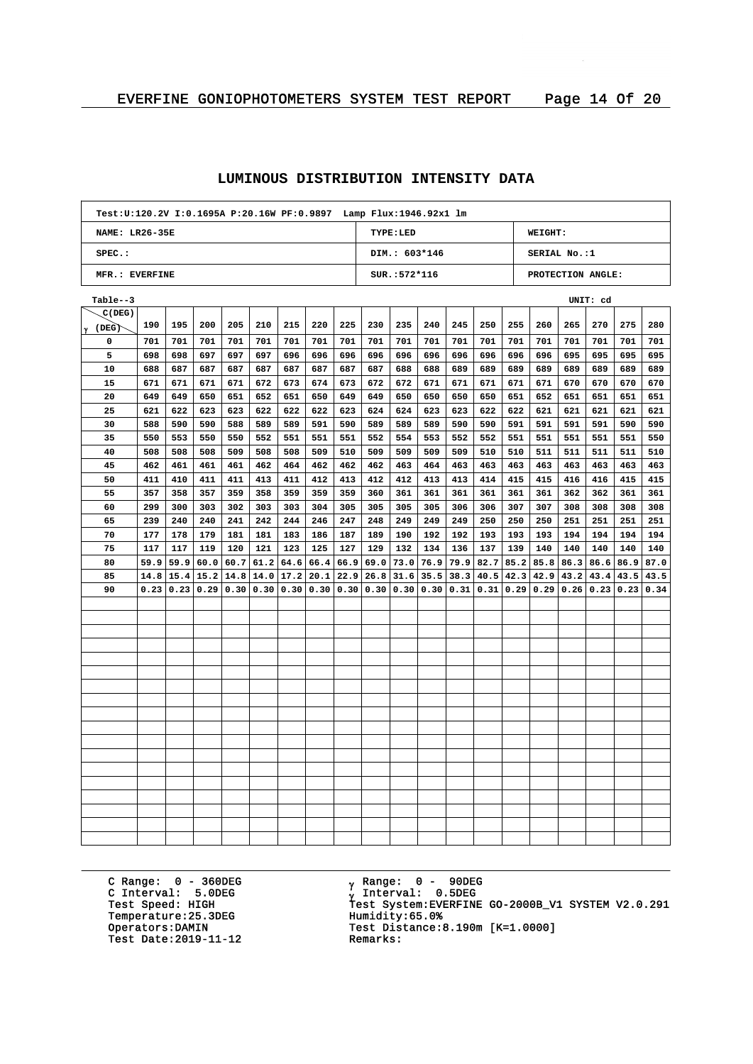## LUMINOUS DISTRIBUTION INTENSITY DATA

| Test:U:120.2V I:0.1695A P:20.16W PF:0.9897 Lamp Flux:1946.92x1 lm | | |
|---|---|---|
| NAME: LR26-35E | TYPE:LED | WEIGHT: |
| SPEC.: | DIM.: 603*146 | SERIAL No.:1 |
| MFR.: EVERFINE | SUR.:572*116 | PROTECTION ANGLE: |

Table--3 UNIT: cd

| γ (DEG) \ C(DEG) | 190 | 195 | 200 | 205 | 210 | 215 | 220 | 225 | 230 | 235 | 240 | 245 | 250 | 255 | 260 | 265 | 270 | 275 | 280 |
|---|---|---|---|---|---|---|---|---|---|---|---|---|---|---|---|---|---|---|---|
| 0 | 701 | 701 | 701 | 701 | 701 | 701 | 701 | 701 | 701 | 701 | 701 | 701 | 701 | 701 | 701 | 701 | 701 | 701 | 701 |
| 5 | 698 | 698 | 697 | 697 | 697 | 696 | 696 | 696 | 696 | 696 | 696 | 696 | 696 | 696 | 696 | 695 | 695 | 695 | 695 |
| 10 | 688 | 687 | 687 | 687 | 687 | 687 | 687 | 687 | 687 | 688 | 688 | 689 | 689 | 689 | 689 | 689 | 689 | 689 | 689 |
| 15 | 671 | 671 | 671 | 671 | 672 | 673 | 674 | 673 | 672 | 672 | 671 | 671 | 671 | 671 | 671 | 670 | 670 | 670 | 670 |
| 20 | 649 | 649 | 650 | 651 | 652 | 651 | 650 | 649 | 649 | 650 | 650 | 650 | 650 | 651 | 652 | 651 | 651 | 651 | 651 |
| 25 | 621 | 622 | 623 | 623 | 622 | 622 | 622 | 623 | 624 | 624 | 623 | 623 | 622 | 622 | 621 | 621 | 621 | 621 | 621 |
| 30 | 588 | 590 | 590 | 588 | 589 | 589 | 591 | 590 | 589 | 589 | 589 | 590 | 590 | 591 | 591 | 591 | 591 | 590 | 590 |
| 35 | 550 | 553 | 550 | 550 | 552 | 551 | 551 | 551 | 552 | 554 | 553 | 552 | 552 | 551 | 551 | 551 | 551 | 551 | 550 |
| 40 | 508 | 508 | 508 | 509 | 508 | 508 | 509 | 510 | 509 | 509 | 509 | 509 | 510 | 510 | 511 | 511 | 511 | 511 | 510 |
| 45 | 462 | 461 | 461 | 461 | 462 | 464 | 462 | 462 | 462 | 463 | 464 | 463 | 463 | 463 | 463 | 463 | 463 | 463 | 463 |
| 50 | 411 | 410 | 411 | 411 | 413 | 411 | 412 | 413 | 412 | 412 | 413 | 413 | 414 | 415 | 415 | 416 | 416 | 415 | 415 |
| 55 | 357 | 358 | 357 | 359 | 358 | 359 | 359 | 359 | 360 | 361 | 361 | 361 | 361 | 361 | 361 | 362 | 362 | 361 | 361 |
| 60 | 299 | 300 | 303 | 302 | 303 | 303 | 304 | 305 | 305 | 305 | 305 | 306 | 306 | 307 | 307 | 308 | 308 | 308 | 308 |
| 65 | 239 | 240 | 240 | 241 | 242 | 244 | 246 | 247 | 248 | 249 | 249 | 249 | 250 | 250 | 250 | 251 | 251 | 251 | 251 |
| 70 | 177 | 178 | 179 | 181 | 181 | 183 | 186 | 187 | 189 | 190 | 192 | 192 | 193 | 193 | 193 | 194 | 194 | 194 | 194 |
| 75 | 117 | 117 | 119 | 120 | 121 | 123 | 125 | 127 | 129 | 132 | 134 | 136 | 137 | 139 | 140 | 140 | 140 | 140 | 140 |
| 80 | 59.9 | 59.9 | 60.0 | 60.7 | 61.2 | 64.6 | 66.4 | 66.9 | 69.0 | 73.0 | 76.9 | 79.9 | 82.7 | 85.2 | 85.8 | 86.3 | 86.6 | 86.9 | 87.0 |
| 85 | 14.8 | 15.4 | 15.2 | 14.8 | 14.0 | 17.2 | 20.1 | 22.9 | 26.8 | 31.6 | 35.5 | 38.3 | 40.5 | 42.3 | 42.9 | 43.2 | 43.4 | 43.5 | 43.5 |
| 90 | 0.23 | 0.23 | 0.29 | 0.30 | 0.30 | 0.30 | 0.30 | 0.30 | 0.30 | 0.30 | 0.30 | 0.31 | 0.31 | 0.29 | 0.29 | 0.26 | 0.23 | 0.23 | 0.34 |

C Range: 0 - 360DEG
C Interval: 5.0DEG
Test Speed: HIGH
Temperature:25.3DEG
Operators:DAMIN
Test Date:2019-11-12

γ Range: 0 - 90DEG
γ Interval: 0.5DEG
Test System:EVERFINE GO-2000B_V1 SYSTEM V2.0.291
Humidity:65.0%
Test Distance:8.190m [K=1.0000]
Remarks: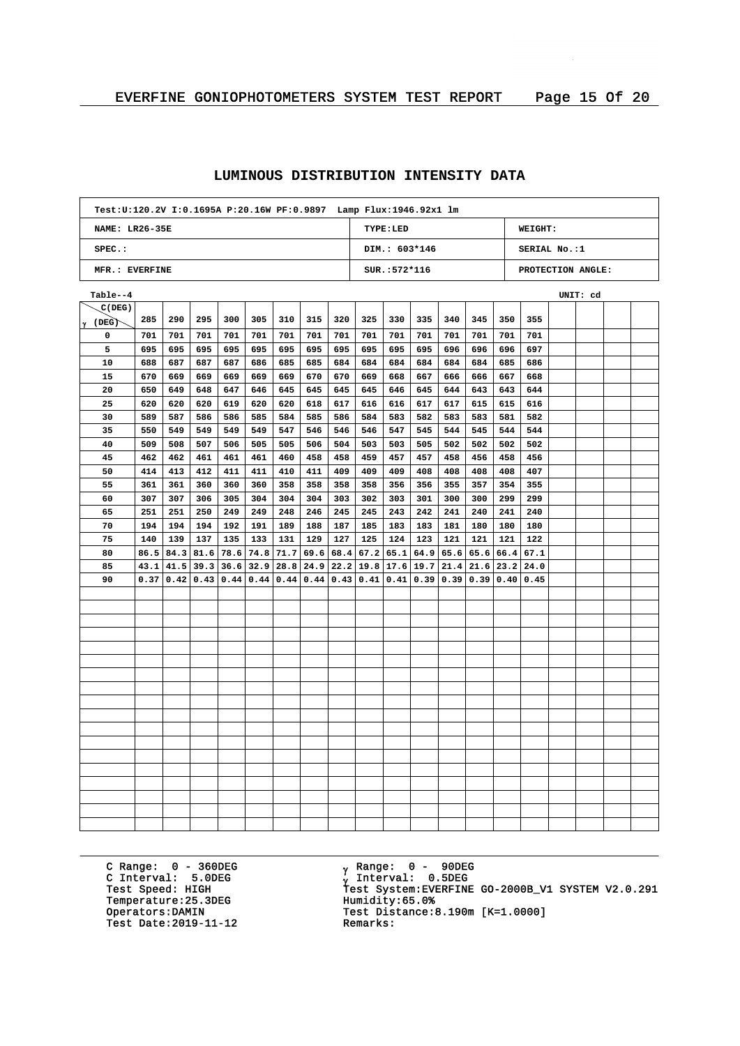## LUMINOUS DISTRIBUTION INTENSITY DATA

| Test:U:120.2V I:0.1695A P:20.16W PF:0.9897 Lamp Flux:1946.92x1 lm | | |
|---|---|---|
| NAME: LR26-35E | TYPE:LED | WEIGHT: |
| SPEC.: | DIM.: 603*146 | SERIAL No.:1 |
| MFR.: EVERFINE | SUR.:572*116 | PROTECTION ANGLE: |

Table--4 UNIT: cd

| γ (DEG) \ C(DEG) | 285 | 290 | 295 | 300 | 305 | 310 | 315 | 320 | 325 | 330 | 335 | 340 | 345 | 350 | 355 |
|---|---|---|---|---|---|---|---|---|---|---|---|---|---|---|---|
| 0 | 701 | 701 | 701 | 701 | 701 | 701 | 701 | 701 | 701 | 701 | 701 | 701 | 701 | 701 | 701 |
| 5 | 695 | 695 | 695 | 695 | 695 | 695 | 695 | 695 | 695 | 695 | 695 | 696 | 696 | 696 | 697 |
| 10 | 688 | 687 | 687 | 687 | 686 | 685 | 685 | 684 | 684 | 684 | 684 | 684 | 684 | 685 | 686 |
| 15 | 670 | 669 | 669 | 669 | 669 | 669 | 670 | 670 | 669 | 668 | 667 | 666 | 666 | 667 | 668 |
| 20 | 650 | 649 | 648 | 647 | 646 | 645 | 645 | 645 | 645 | 646 | 645 | 644 | 643 | 643 | 644 |
| 25 | 620 | 620 | 620 | 619 | 620 | 620 | 618 | 617 | 616 | 616 | 617 | 617 | 615 | 615 | 616 |
| 30 | 589 | 587 | 586 | 586 | 585 | 584 | 585 | 586 | 584 | 583 | 582 | 583 | 583 | 581 | 582 |
| 35 | 550 | 549 | 549 | 549 | 549 | 547 | 546 | 546 | 546 | 547 | 545 | 544 | 545 | 544 | 544 |
| 40 | 509 | 508 | 507 | 506 | 505 | 505 | 506 | 504 | 503 | 503 | 505 | 502 | 502 | 502 | 502 |
| 45 | 462 | 462 | 461 | 461 | 461 | 460 | 458 | 458 | 459 | 457 | 457 | 458 | 456 | 458 | 456 |
| 50 | 414 | 413 | 412 | 411 | 411 | 410 | 411 | 409 | 409 | 409 | 408 | 408 | 408 | 408 | 407 |
| 55 | 361 | 361 | 360 | 360 | 360 | 358 | 358 | 358 | 358 | 356 | 356 | 355 | 357 | 354 | 355 |
| 60 | 307 | 307 | 306 | 305 | 304 | 304 | 304 | 303 | 302 | 303 | 301 | 300 | 300 | 299 | 299 |
| 65 | 251 | 251 | 250 | 249 | 249 | 248 | 246 | 245 | 245 | 243 | 242 | 241 | 240 | 241 | 240 |
| 70 | 194 | 194 | 194 | 192 | 191 | 189 | 188 | 187 | 185 | 183 | 183 | 181 | 180 | 180 | 180 |
| 75 | 140 | 139 | 137 | 135 | 133 | 131 | 129 | 127 | 125 | 124 | 123 | 121 | 121 | 121 | 122 |
| 80 | 86.5 | 84.3 | 81.6 | 78.6 | 74.8 | 71.7 | 69.6 | 68.4 | 67.2 | 65.1 | 64.9 | 65.6 | 65.6 | 66.4 | 67.1 |
| 85 | 43.1 | 41.5 | 39.3 | 36.6 | 32.9 | 28.8 | 24.9 | 22.2 | 19.8 | 17.6 | 19.7 | 21.4 | 21.6 | 23.2 | 24.0 |
| 90 | 0.37 | 0.42 | 0.43 | 0.44 | 0.44 | 0.44 | 0.44 | 0.43 | 0.41 | 0.41 | 0.39 | 0.39 | 0.39 | 0.40 | 0.45 |

C Range: 0 - 360DEG
C Interval: 5.0DEG
Test Speed: HIGH
Temperature:25.3DEG
Operators:DAMIN
Test Date:2019-11-12

γ Range: 0 - 90DEG
γ Interval: 0.5DEG
Test System:EVERFINE GO-2000B_V1 SYSTEM V2.0.291
Humidity:65.0%
Test Distance:8.190m [K=1.0000]
Remarks: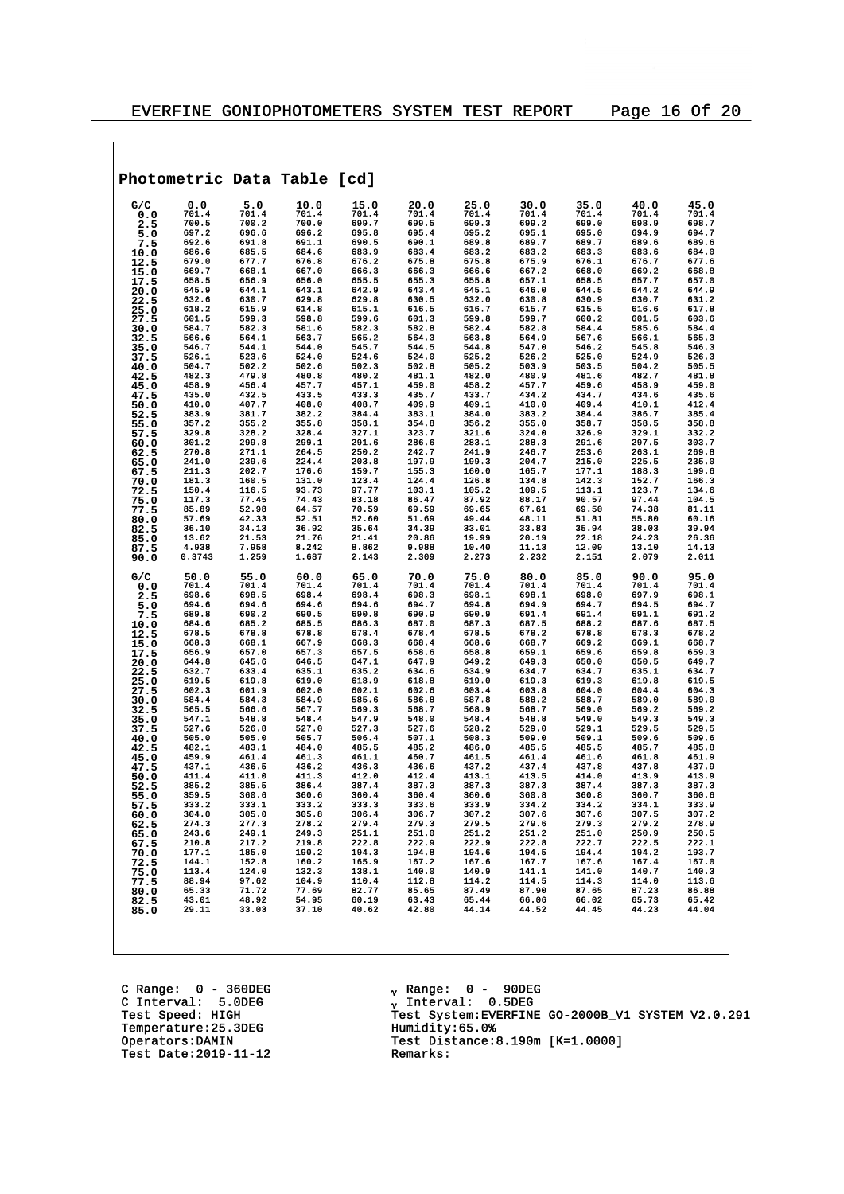## Photometric Data Table [cd]

| G/C | 0.0 | 5.0 | 10.0 | 15.0 | 20.0 | 25.0 | 30.0 | 35.0 | 40.0 | 45.0 |
|---|---|---|---|---|---|---|---|---|---|---|
| 0.0 | 701.4 | 701.4 | 701.4 | 701.4 | 701.4 | 701.4 | 701.4 | 701.4 | 701.4 | 701.4 |
| 2.5 | 700.5 | 700.2 | 700.0 | 699.7 | 699.5 | 699.3 | 699.2 | 699.0 | 698.9 | 698.7 |
| 5.0 | 697.2 | 696.6 | 696.2 | 695.8 | 695.4 | 695.2 | 695.1 | 695.0 | 694.9 | 694.7 |
| 7.5 | 692.6 | 691.8 | 691.1 | 690.5 | 690.1 | 689.8 | 689.7 | 689.7 | 689.6 | 689.6 |
| 10.0 | 686.6 | 685.5 | 684.6 | 683.9 | 683.4 | 683.2 | 683.2 | 683.3 | 683.6 | 684.0 |
| 12.5 | 679.0 | 677.7 | 676.8 | 676.2 | 675.8 | 675.8 | 675.9 | 676.1 | 676.7 | 677.6 |
| 15.0 | 669.7 | 668.1 | 667.0 | 666.3 | 666.3 | 666.6 | 667.2 | 668.0 | 669.2 | 668.8 |
| 17.5 | 658.5 | 656.9 | 656.0 | 655.5 | 655.3 | 655.8 | 657.1 | 658.5 | 657.7 | 657.0 |
| 20.0 | 645.9 | 644.1 | 643.1 | 642.9 | 643.4 | 645.1 | 646.0 | 644.5 | 644.2 | 644.9 |
| 22.5 | 632.6 | 630.7 | 629.8 | 629.8 | 630.5 | 632.0 | 630.8 | 630.9 | 630.7 | 631.2 |
| 25.0 | 618.2 | 615.9 | 614.8 | 615.1 | 616.5 | 616.7 | 615.7 | 615.5 | 616.6 | 617.8 |
| 27.5 | 601.5 | 599.3 | 598.8 | 599.6 | 601.3 | 599.8 | 599.7 | 600.2 | 601.5 | 603.6 |
| 30.0 | 584.7 | 582.3 | 581.6 | 582.3 | 582.8 | 582.4 | 582.8 | 584.4 | 585.6 | 584.4 |
| 32.5 | 566.6 | 564.1 | 563.7 | 565.2 | 564.3 | 563.8 | 564.9 | 567.6 | 566.1 | 565.3 |
| 35.0 | 546.7 | 544.1 | 544.0 | 545.7 | 544.5 | 544.8 | 547.0 | 546.2 | 545.8 | 546.3 |
| 37.5 | 526.1 | 523.6 | 524.0 | 524.6 | 524.0 | 525.2 | 526.2 | 525.0 | 524.9 | 526.3 |
| 40.0 | 504.7 | 502.2 | 502.6 | 502.3 | 502.8 | 505.2 | 503.9 | 503.5 | 504.2 | 505.5 |
| 42.5 | 482.3 | 479.8 | 480.8 | 480.2 | 481.1 | 482.0 | 480.9 | 481.6 | 482.7 | 481.8 |
| 45.0 | 458.9 | 456.4 | 457.7 | 457.1 | 459.0 | 458.2 | 457.7 | 459.6 | 458.9 | 459.0 |
| 47.5 | 435.0 | 432.5 | 433.5 | 433.3 | 435.7 | 433.7 | 434.2 | 434.7 | 434.6 | 435.6 |
| 50.0 | 410.0 | 407.7 | 408.0 | 408.7 | 409.9 | 409.1 | 410.0 | 409.4 | 410.1 | 412.4 |
| 52.5 | 383.9 | 381.7 | 382.2 | 384.4 | 383.1 | 384.0 | 383.2 | 384.4 | 386.7 | 385.4 |
| 55.0 | 357.2 | 355.2 | 355.8 | 358.1 | 354.8 | 356.2 | 355.0 | 358.7 | 358.5 | 358.8 |
| 57.5 | 329.8 | 328.4 | 328.4 | 327.1 | 323.7 | 321.6 | 324.0 | 326.9 | 329.1 | 332.2 |
| 60.0 | 301.2 | 299.8 | 299.1 | 291.6 | 286.6 | 283.1 | 288.3 | 291.6 | 297.5 | 303.7 |
| 62.5 | 270.8 | 271.1 | 264.5 | 250.2 | 242.7 | 241.9 | 246.7 | 253.6 | 263.1 | 269.8 |
| 65.0 | 241.0 | 239.6 | 224.4 | 203.8 | 197.9 | 199.3 | 204.7 | 215.0 | 225.5 | 235.0 |
| 67.5 | 211.3 | 202.7 | 176.6 | 159.7 | 155.3 | 160.0 | 165.7 | 177.1 | 188.3 | 199.6 |
| 70.0 | 181.3 | 160.5 | 131.0 | 123.4 | 124.4 | 126.8 | 134.8 | 142.3 | 152.7 | 166.3 |
| 72.5 | 150.4 | 116.5 | 93.73 | 97.77 | 103.1 | 105.2 | 109.5 | 113.1 | 123.7 | 134.6 |
| 75.0 | 117.3 | 77.45 | 74.43 | 83.18 | 86.47 | 87.92 | 88.17 | 90.57 | 97.44 | 104.5 |
| 77.5 | 85.89 | 52.98 | 64.57 | 70.59 | 69.59 | 69.65 | 67.61 | 69.50 | 74.38 | 81.11 |
| 80.0 | 57.69 | 42.33 | 52.51 | 52.60 | 51.69 | 49.44 | 48.11 | 51.81 | 55.80 | 60.16 |
| 82.5 | 36.10 | 34.13 | 36.92 | 35.64 | 34.39 | 33.01 | 33.83 | 35.94 | 38.03 | 39.94 |
| 85.0 | 13.62 | 21.53 | 21.76 | 21.41 | 20.86 | 19.99 | 20.19 | 22.18 | 24.23 | 26.36 |
| 87.5 | 4.938 | 7.958 | 8.242 | 8.862 | 9.988 | 10.40 | 11.13 | 12.09 | 13.10 | 14.13 |
| 90.0 | 0.3743 | 1.259 | 1.687 | 2.143 | 2.309 | 2.273 | 2.232 | 2.151 | 2.079 | 2.011 |

| G/C | 50.0 | 55.0 | 60.0 | 65.0 | 70.0 | 75.0 | 80.0 | 85.0 | 90.0 | 95.0 |
|---|---|---|---|---|---|---|---|---|---|---|
| 0.0 | 701.4 | 701.4 | 701.4 | 701.4 | 701.4 | 701.4 | 701.4 | 701.4 | 701.4 | 701.4 |
| 2.5 | 698.6 | 698.5 | 698.4 | 698.4 | 698.3 | 698.1 | 698.1 | 698.0 | 697.9 | 698.1 |
| 5.0 | 694.6 | 694.6 | 694.6 | 694.6 | 694.7 | 694.8 | 694.9 | 694.7 | 694.5 | 694.7 |
| 7.5 | 689.8 | 690.2 | 690.5 | 690.8 | 690.9 | 690.9 | 691.4 | 691.4 | 691.1 | 691.2 |
| 10.0 | 684.6 | 685.2 | 685.5 | 686.3 | 687.0 | 687.3 | 687.5 | 688.2 | 687.6 | 687.5 |
| 12.5 | 678.5 | 678.8 | 678.8 | 678.4 | 678.4 | 678.5 | 678.2 | 678.8 | 678.3 | 678.2 |
| 15.0 | 668.3 | 668.1 | 667.9 | 668.3 | 668.4 | 668.6 | 668.7 | 669.2 | 669.1 | 668.7 |
| 17.5 | 656.9 | 657.0 | 657.3 | 657.5 | 658.6 | 658.8 | 659.1 | 659.6 | 659.8 | 659.3 |
| 20.0 | 644.8 | 645.6 | 646.5 | 647.1 | 647.9 | 649.2 | 649.3 | 650.0 | 650.5 | 649.7 |
| 22.5 | 632.7 | 633.4 | 635.1 | 635.2 | 634.6 | 634.9 | 634.7 | 634.7 | 635.1 | 634.7 |
| 25.0 | 619.5 | 619.8 | 619.0 | 618.9 | 618.8 | 619.0 | 619.3 | 619.3 | 619.8 | 619.5 |
| 27.5 | 602.3 | 601.9 | 602.0 | 602.1 | 602.6 | 603.4 | 603.8 | 604.0 | 604.4 | 604.3 |
| 30.0 | 584.4 | 584.3 | 584.9 | 585.6 | 586.8 | 587.8 | 588.2 | 588.7 | 589.0 | 589.0 |
| 32.5 | 565.5 | 566.6 | 567.7 | 569.3 | 568.7 | 568.9 | 568.7 | 569.0 | 569.2 | 569.2 |
| 35.0 | 547.1 | 548.8 | 548.4 | 547.9 | 548.0 | 548.4 | 548.8 | 549.0 | 549.3 | 549.3 |
| 37.5 | 527.6 | 526.8 | 527.0 | 527.3 | 527.6 | 528.2 | 529.0 | 529.1 | 529.5 | 529.5 |
| 40.0 | 505.0 | 505.0 | 505.7 | 506.4 | 507.1 | 508.3 | 509.0 | 509.1 | 509.6 | 509.6 |
| 42.5 | 482.1 | 483.1 | 484.0 | 485.5 | 485.2 | 486.0 | 485.5 | 485.5 | 485.7 | 485.8 |
| 45.0 | 459.9 | 461.4 | 461.3 | 461.1 | 460.7 | 461.5 | 461.4 | 461.6 | 461.8 | 461.9 |
| 47.5 | 437.1 | 436.5 | 436.2 | 436.3 | 436.6 | 437.2 | 437.4 | 437.8 | 437.8 | 437.9 |
| 50.0 | 411.4 | 411.0 | 411.3 | 412.0 | 412.4 | 413.1 | 413.5 | 414.0 | 413.9 | 413.9 |
| 52.5 | 385.2 | 385.5 | 386.4 | 387.4 | 387.3 | 387.3 | 387.4 | 387.4 | 387.3 | 387.3 |
| 55.0 | 359.5 | 360.6 | 360.6 | 360.4 | 360.4 | 360.6 | 360.8 | 360.8 | 360.7 | 360.6 |
| 57.5 | 333.2 | 333.1 | 333.2 | 333.3 | 333.6 | 333.9 | 334.2 | 334.2 | 334.1 | 333.9 |
| 60.0 | 304.0 | 305.0 | 305.8 | 306.4 | 306.7 | 307.2 | 307.6 | 307.6 | 307.5 | 307.2 |
| 62.5 | 274.3 | 277.3 | 278.2 | 279.4 | 279.3 | 279.5 | 279.6 | 279.3 | 279.2 | 278.9 |
| 65.0 | 243.6 | 249.1 | 249.3 | 251.1 | 251.0 | 251.2 | 251.2 | 251.0 | 250.9 | 250.5 |
| 67.5 | 210.8 | 217.2 | 219.8 | 222.8 | 222.9 | 222.9 | 222.8 | 222.7 | 222.5 | 222.1 |
| 70.0 | 177.1 | 185.0 | 190.2 | 194.3 | 194.8 | 194.6 | 194.5 | 194.4 | 194.2 | 193.7 |
| 72.5 | 144.1 | 152.8 | 160.2 | 165.9 | 167.2 | 167.6 | 167.7 | 167.6 | 167.4 | 167.0 |
| 75.0 | 113.4 | 124.0 | 132.3 | 138.1 | 140.0 | 140.9 | 141.1 | 141.0 | 140.7 | 140.3 |
| 77.5 | 88.94 | 97.62 | 104.9 | 110.4 | 112.8 | 114.2 | 114.5 | 114.3 | 114.0 | 113.6 |
| 80.0 | 65.33 | 71.72 | 77.69 | 82.77 | 85.65 | 87.49 | 87.90 | 87.65 | 87.23 | 86.88 |
| 82.5 | 43.01 | 48.92 | 54.95 | 60.19 | 63.43 | 65.44 | 66.06 | 66.02 | 65.73 | 65.42 |
| 85.0 | 29.11 | 33.03 | 37.10 | 40.62 | 42.80 | 44.14 | 44.52 | 44.45 | 44.23 | 44.04 |

C Range: 0 - 360DEG
C Interval: 5.0DEG
Test Speed: HIGH
Temperature:25.3DEG
Operators:DAMIN
Test Date:2019-11-12

γ Range: 0 - 90DEG
γ Interval: 0.5DEG
Test System:EVERFINE GO-2000B_V1 SYSTEM V2.0.291
Humidity:65.0%
Test Distance:8.190m [K=1.0000]
Remarks: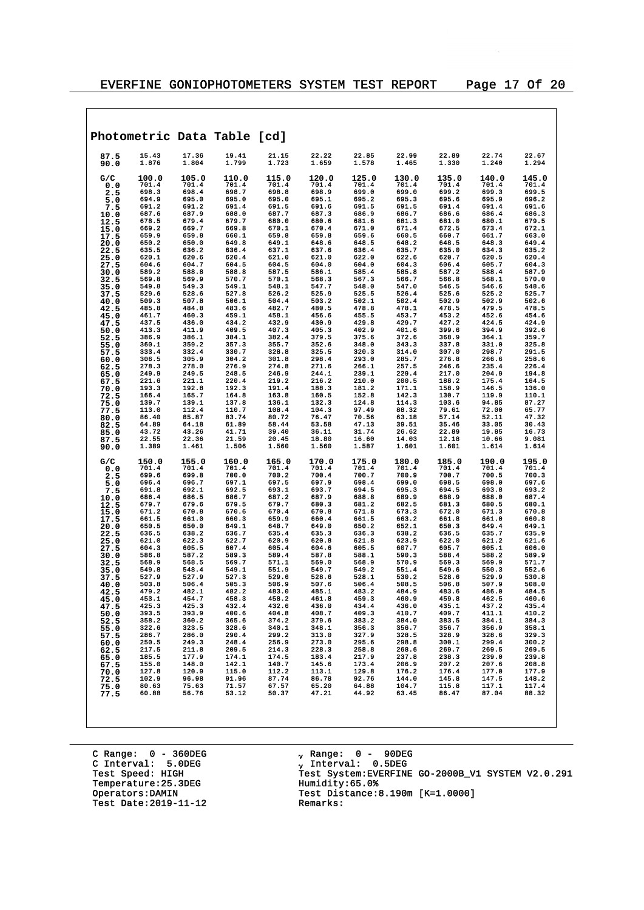## Photometric Data Table [cd]

| | | | | | | | | | | |
|---|---|---|---|---|---|---|---|---|---|---|
| 87.5 | 15.43 | 17.36 | 19.41 | 21.15 | 22.22 | 22.85 | 22.99 | 22.89 | 22.74 | 22.67 |
| 90.0 | 1.876 | 1.804 | 1.799 | 1.723 | 1.659 | 1.578 | 1.465 | 1.330 | 1.240 | 1.294 |

| G/C | 100.0 | 105.0 | 110.0 | 115.0 | 120.0 | 125.0 | 130.0 | 135.0 | 140.0 | 145.0 |
|---|---|---|---|---|---|---|---|---|---|---|
| 0.0 | 701.4 | 701.4 | 701.4 | 701.4 | 701.4 | 701.4 | 701.4 | 701.4 | 701.4 | 701.4 |
| 2.5 | 698.3 | 698.4 | 698.7 | 698.8 | 698.9 | 699.0 | 699.0 | 699.2 | 699.3 | 699.5 |
| 5.0 | 694.9 | 695.0 | 695.0 | 695.0 | 695.1 | 695.2 | 695.3 | 695.6 | 695.9 | 696.2 |
| 7.5 | 691.2 | 691.2 | 691.4 | 691.5 | 691.6 | 691.5 | 691.5 | 691.4 | 691.4 | 691.6 |
| 10.0 | 687.6 | 687.9 | 688.0 | 687.7 | 687.3 | 686.9 | 686.7 | 686.6 | 686.4 | 686.3 |
| 12.5 | 678.5 | 679.4 | 679.7 | 680.0 | 680.6 | 681.6 | 681.3 | 681.0 | 680.1 | 679.5 |
| 15.0 | 669.2 | 669.7 | 669.8 | 670.1 | 670.4 | 671.0 | 671.4 | 672.5 | 673.4 | 672.1 |
| 17.5 | 659.9 | 659.8 | 660.1 | 659.8 | 659.8 | 659.6 | 660.5 | 660.7 | 661.7 | 663.0 |
| 20.0 | 650.2 | 650.0 | 649.8 | 649.1 | 648.6 | 648.5 | 648.2 | 648.5 | 648.3 | 649.4 |
| 22.5 | 635.5 | 636.2 | 636.4 | 637.1 | 637.6 | 636.4 | 635.7 | 635.0 | 634.3 | 635.2 |
| 25.0 | 620.1 | 620.6 | 620.4 | 621.0 | 621.0 | 622.0 | 622.6 | 620.7 | 620.5 | 620.4 |
| 27.5 | 604.6 | 604.7 | 604.5 | 604.5 | 604.0 | 604.0 | 604.3 | 606.4 | 605.7 | 604.3 |
| 30.0 | 589.2 | 588.8 | 588.8 | 587.5 | 586.1 | 585.4 | 585.8 | 587.2 | 588.4 | 587.9 |
| 32.5 | 569.8 | 569.9 | 570.7 | 570.1 | 568.3 | 567.3 | 566.7 | 566.8 | 568.1 | 570.0 |
| 35.0 | 549.8 | 549.3 | 549.1 | 548.1 | 547.7 | 548.0 | 547.0 | 546.5 | 546.6 | 548.6 |
| 37.5 | 529.6 | 528.6 | 527.8 | 526.2 | 525.9 | 525.5 | 526.4 | 525.6 | 525.2 | 525.7 |
| 40.0 | 509.3 | 507.8 | 506.1 | 504.4 | 503.2 | 502.1 | 502.4 | 502.9 | 502.9 | 502.6 |
| 42.5 | 485.8 | 484.8 | 483.6 | 482.7 | 480.5 | 478.8 | 478.1 | 478.5 | 479.5 | 478.5 |
| 45.0 | 461.7 | 460.3 | 459.1 | 458.1 | 456.6 | 455.5 | 453.7 | 453.2 | 452.6 | 454.6 |
| 47.5 | 437.5 | 436.0 | 434.2 | 432.9 | 430.9 | 429.8 | 429.7 | 427.2 | 424.5 | 424.9 |
| 50.0 | 413.3 | 411.9 | 409.5 | 407.3 | 405.3 | 402.9 | 401.6 | 399.6 | 394.9 | 392.6 |
| 52.5 | 386.9 | 386.1 | 384.1 | 382.4 | 379.5 | 375.6 | 372.6 | 368.9 | 364.1 | 359.7 |
| 55.0 | 360.1 | 359.2 | 357.3 | 355.7 | 352.6 | 348.0 | 343.3 | 337.8 | 331.0 | 325.8 |
| 57.5 | 333.4 | 332.4 | 330.7 | 328.8 | 325.5 | 320.3 | 314.0 | 307.0 | 298.7 | 291.5 |
| 60.0 | 306.5 | 305.9 | 304.2 | 301.8 | 298.4 | 293.0 | 285.7 | 276.8 | 266.6 | 258.6 |
| 62.5 | 278.3 | 278.0 | 276.9 | 274.8 | 271.6 | 266.1 | 257.5 | 246.6 | 235.4 | 226.4 |
| 65.0 | 249.9 | 249.5 | 248.5 | 246.9 | 244.1 | 239.1 | 229.4 | 217.0 | 204.9 | 194.8 |
| 67.5 | 221.6 | 221.1 | 220.4 | 219.2 | 216.2 | 210.0 | 200.5 | 188.2 | 175.4 | 164.5 |
| 70.0 | 193.3 | 192.8 | 192.3 | 191.4 | 188.3 | 181.2 | 171.1 | 158.9 | 146.5 | 136.0 |
| 72.5 | 166.4 | 165.7 | 164.8 | 163.8 | 160.5 | 152.8 | 142.3 | 130.7 | 119.9 | 110.1 |
| 75.0 | 139.7 | 139.1 | 137.8 | 136.1 | 132.3 | 124.8 | 114.3 | 103.6 | 94.85 | 87.27 |
| 77.5 | 113.0 | 112.4 | 110.7 | 108.4 | 104.3 | 97.49 | 88.32 | 79.61 | 72.00 | 65.77 |
| 80.0 | 86.40 | 85.87 | 83.74 | 80.72 | 76.47 | 70.56 | 63.18 | 57.14 | 52.11 | 47.32 |
| 82.5 | 64.89 | 64.18 | 61.89 | 58.44 | 53.58 | 47.13 | 39.51 | 35.46 | 33.05 | 30.43 |
| 85.0 | 43.72 | 43.26 | 41.71 | 39.40 | 36.11 | 31.74 | 26.62 | 22.89 | 19.85 | 16.73 |
| 87.5 | 22.55 | 22.36 | 21.59 | 20.45 | 18.80 | 16.60 | 14.03 | 12.18 | 10.66 | 9.081 |
| 90.0 | 1.389 | 1.461 | 1.506 | 1.560 | 1.560 | 1.587 | 1.601 | 1.601 | 1.614 | 1.614 |

| G/C | 150.0 | 155.0 | 160.0 | 165.0 | 170.0 | 175.0 | 180.0 | 185.0 | 190.0 | 195.0 |
|---|---|---|---|---|---|---|---|---|---|---|
| 0.0 | 701.4 | 701.4 | 701.4 | 701.4 | 701.4 | 701.4 | 701.4 | 701.4 | 701.4 | 701.4 |
| 2.5 | 699.6 | 699.8 | 700.0 | 700.2 | 700.4 | 700.7 | 700.9 | 700.7 | 700.5 | 700.3 |
| 5.0 | 696.4 | 696.7 | 697.1 | 697.5 | 697.9 | 698.4 | 699.0 | 698.5 | 698.0 | 697.6 |
| 7.5 | 691.8 | 692.1 | 692.5 | 693.1 | 693.7 | 694.5 | 695.3 | 694.5 | 693.8 | 693.2 |
| 10.0 | 686.4 | 686.5 | 686.7 | 687.2 | 687.9 | 688.8 | 689.9 | 688.9 | 688.0 | 687.4 |
| 12.5 | 679.7 | 679.6 | 679.5 | 679.7 | 680.3 | 681.2 | 682.5 | 681.3 | 680.5 | 680.1 |
| 15.0 | 671.2 | 670.8 | 670.6 | 670.4 | 670.8 | 671.8 | 673.3 | 672.0 | 671.3 | 670.8 |
| 17.5 | 661.5 | 661.0 | 660.3 | 659.9 | 660.4 | 661.5 | 663.2 | 661.8 | 661.0 | 660.8 |
| 20.0 | 650.5 | 650.0 | 649.1 | 648.7 | 649.0 | 650.2 | 652.1 | 650.3 | 649.4 | 649.1 |
| 22.5 | 636.5 | 638.2 | 636.7 | 635.4 | 635.3 | 636.3 | 638.2 | 636.5 | 635.7 | 635.9 |
| 25.0 | 621.0 | 622.3 | 622.7 | 620.9 | 620.8 | 621.8 | 623.9 | 622.0 | 621.2 | 621.6 |
| 27.5 | 604.3 | 605.5 | 607.4 | 605.4 | 604.6 | 605.5 | 607.7 | 605.7 | 605.1 | 606.0 |
| 30.0 | 586.8 | 587.2 | 589.3 | 589.4 | 587.8 | 588.1 | 590.3 | 588.4 | 588.2 | 589.9 |
| 32.5 | 568.9 | 568.5 | 569.7 | 571.1 | 569.0 | 568.9 | 570.9 | 569.3 | 569.9 | 571.7 |
| 35.0 | 549.8 | 548.4 | 549.1 | 551.9 | 549.7 | 549.2 | 551.4 | 549.6 | 550.3 | 552.6 |
| 37.5 | 527.9 | 527.9 | 527.3 | 529.6 | 528.6 | 528.1 | 530.2 | 528.6 | 529.9 | 530.8 |
| 40.0 | 503.8 | 506.4 | 505.3 | 506.9 | 507.6 | 506.4 | 508.5 | 506.8 | 507.9 | 508.0 |
| 42.5 | 479.2 | 482.1 | 482.2 | 483.0 | 485.1 | 483.2 | 484.9 | 483.6 | 486.0 | 484.5 |
| 45.0 | 453.1 | 454.7 | 458.3 | 458.2 | 461.8 | 459.3 | 460.9 | 459.8 | 462.5 | 460.6 |
| 47.5 | 425.3 | 425.3 | 432.4 | 432.6 | 436.0 | 434.4 | 436.0 | 435.1 | 437.2 | 435.4 |
| 50.0 | 393.5 | 393.9 | 400.6 | 404.8 | 408.7 | 409.3 | 410.7 | 409.7 | 411.1 | 410.2 |
| 52.5 | 358.2 | 360.2 | 365.6 | 374.2 | 379.6 | 383.2 | 384.0 | 383.5 | 384.1 | 384.3 |
| 55.0 | 322.6 | 323.5 | 328.6 | 340.1 | 348.1 | 356.3 | 356.7 | 356.7 | 356.9 | 358.1 |
| 57.5 | 286.7 | 286.0 | 290.4 | 299.2 | 313.0 | 327.9 | 328.5 | 328.9 | 328.6 | 329.3 |
| 60.0 | 250.5 | 249.3 | 248.4 | 256.9 | 273.0 | 295.6 | 298.8 | 300.1 | 299.4 | 300.2 |
| 62.5 | 217.5 | 211.8 | 209.5 | 214.3 | 228.3 | 258.8 | 268.6 | 269.7 | 269.5 | 269.5 |
| 65.0 | 185.5 | 177.9 | 174.1 | 174.5 | 183.4 | 217.9 | 237.8 | 238.3 | 239.0 | 239.8 |
| 67.5 | 155.0 | 148.0 | 142.1 | 140.7 | 145.6 | 173.4 | 206.9 | 207.2 | 207.6 | 208.8 |
| 70.0 | 127.8 | 120.9 | 115.0 | 112.2 | 113.1 | 129.8 | 176.2 | 176.4 | 177.0 | 177.9 |
| 72.5 | 102.9 | 96.98 | 91.96 | 87.74 | 86.78 | 92.76 | 144.0 | 145.8 | 147.5 | 148.2 |
| 75.0 | 80.63 | 75.63 | 71.57 | 67.57 | 65.20 | 64.88 | 104.7 | 115.8 | 117.1 | 117.4 |
| 77.5 | 60.88 | 56.76 | 53.12 | 50.37 | 47.21 | 44.92 | 63.45 | 86.47 | 87.04 | 88.32 |

C Range: 0 - 360DEG
C Interval: 5.0DEG
Test Speed: HIGH
Temperature:25.3DEG
Operators:DAMIN
Test Date:2019-11-12

γ Range: 0 - 90DEG
γ Interval: 0.5DEG
Test System:EVERFINE GO-2000B_V1 SYSTEM V2.0.291
Humidity:65.0%
Test Distance:8.190m [K=1.0000]
Remarks: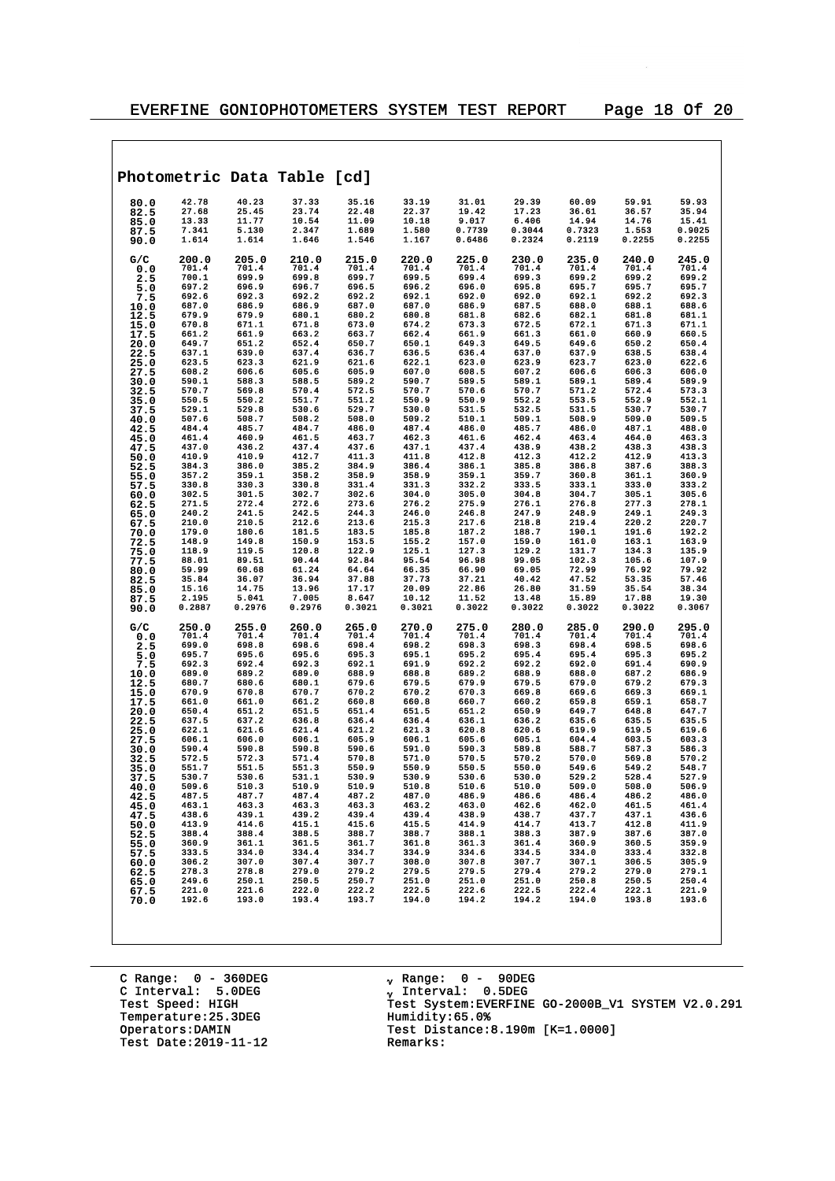## Photometric Data Table [cd]

| | | | | | | | | | | |
|---|---|---|---|---|---|---|---|---|---|---|
| 80.0 | 42.78 | 40.23 | 37.33 | 35.16 | 33.19 | 31.01 | 29.39 | 60.09 | 59.91 | 59.93 |
| 82.5 | 27.68 | 25.45 | 23.74 | 22.48 | 22.37 | 19.42 | 17.23 | 36.61 | 36.57 | 35.94 |
| 85.0 | 13.33 | 11.77 | 10.54 | 11.09 | 10.18 | 9.017 | 6.406 | 14.94 | 14.76 | 15.41 |
| 87.5 | 7.341 | 5.130 | 2.347 | 1.689 | 1.580 | 0.7739 | 0.3044 | 0.7323 | 1.553 | 0.9025 |
| 90.0 | 1.614 | 1.614 | 1.646 | 1.546 | 1.167 | 0.6486 | 0.2324 | 0.2119 | 0.2255 | 0.2255 |

| G/C | 200.0 | 205.0 | 210.0 | 215.0 | 220.0 | 225.0 | 230.0 | 235.0 | 240.0 | 245.0 |
|---|---|---|---|---|---|---|---|---|---|---|
| 0.0 | 701.4 | 701.4 | 701.4 | 701.4 | 701.4 | 701.4 | 701.4 | 701.4 | 701.4 | 701.4 |
| 2.5 | 700.1 | 699.9 | 699.8 | 699.7 | 699.5 | 699.4 | 699.3 | 699.2 | 699.2 | 699.2 |
| 5.0 | 697.2 | 696.9 | 696.7 | 696.5 | 696.2 | 696.0 | 695.8 | 695.7 | 695.7 | 695.7 |
| 7.5 | 692.6 | 692.3 | 692.2 | 692.2 | 692.1 | 692.0 | 692.0 | 692.1 | 692.2 | 692.3 |
| 10.0 | 687.0 | 686.9 | 686.9 | 687.0 | 687.0 | 686.9 | 687.5 | 688.0 | 688.1 | 688.6 |
| 12.5 | 679.9 | 679.9 | 680.1 | 680.2 | 680.8 | 681.8 | 682.6 | 682.1 | 681.8 | 681.1 |
| 15.0 | 670.8 | 671.1 | 671.8 | 673.0 | 674.2 | 673.3 | 672.5 | 672.1 | 671.3 | 671.1 |
| 17.5 | 661.2 | 661.9 | 663.2 | 663.7 | 662.4 | 661.9 | 661.3 | 661.0 | 660.9 | 660.5 |
| 20.0 | 649.7 | 651.2 | 652.4 | 650.7 | 650.1 | 649.3 | 649.5 | 649.6 | 650.2 | 650.4 |
| 22.5 | 637.1 | 639.0 | 637.4 | 636.7 | 636.5 | 636.4 | 637.0 | 637.9 | 638.5 | 638.4 |
| 25.0 | 623.5 | 623.3 | 621.9 | 621.6 | 622.1 | 623.0 | 623.9 | 623.7 | 623.0 | 622.6 |
| 27.5 | 608.2 | 606.6 | 605.6 | 605.9 | 607.0 | 608.5 | 607.2 | 606.6 | 606.3 | 606.0 |
| 30.0 | 590.1 | 588.3 | 588.5 | 589.2 | 590.7 | 589.5 | 589.1 | 589.1 | 589.4 | 589.9 |
| 32.5 | 570.7 | 569.8 | 570.4 | 572.5 | 570.7 | 570.6 | 570.7 | 571.2 | 572.4 | 573.3 |
| 35.0 | 550.5 | 550.2 | 551.7 | 551.2 | 550.9 | 550.9 | 552.2 | 553.5 | 552.9 | 552.1 |
| 37.5 | 529.1 | 529.8 | 530.6 | 529.7 | 530.0 | 531.5 | 532.5 | 531.5 | 530.7 | 530.7 |
| 40.0 | 507.6 | 508.7 | 508.2 | 508.0 | 509.2 | 510.1 | 509.1 | 508.9 | 509.0 | 509.5 |
| 42.5 | 484.4 | 485.7 | 484.7 | 486.0 | 487.4 | 486.0 | 485.7 | 486.0 | 487.1 | 488.0 |
| 45.0 | 461.4 | 460.9 | 461.5 | 463.7 | 462.3 | 461.6 | 462.4 | 463.4 | 464.0 | 463.3 |
| 47.5 | 437.0 | 436.2 | 437.4 | 437.6 | 437.1 | 437.4 | 438.9 | 438.2 | 438.3 | 438.3 |
| 50.0 | 410.9 | 410.9 | 412.7 | 411.3 | 411.8 | 412.8 | 412.3 | 412.2 | 412.9 | 413.3 |
| 52.5 | 384.3 | 386.0 | 385.2 | 384.9 | 386.4 | 386.1 | 385.8 | 386.8 | 387.6 | 388.3 |
| 55.0 | 357.2 | 359.1 | 358.2 | 358.9 | 358.9 | 359.1 | 359.7 | 360.8 | 361.1 | 360.9 |
| 57.5 | 330.8 | 330.3 | 330.8 | 331.4 | 331.3 | 332.2 | 333.5 | 333.1 | 333.0 | 333.2 |
| 60.0 | 302.5 | 301.5 | 302.7 | 302.6 | 304.0 | 305.0 | 304.8 | 304.7 | 305.1 | 305.6 |
| 62.5 | 271.5 | 272.4 | 272.6 | 273.6 | 276.2 | 275.9 | 276.1 | 276.8 | 277.3 | 278.1 |
| 65.0 | 240.2 | 241.5 | 242.5 | 244.3 | 246.0 | 246.8 | 247.9 | 248.9 | 249.1 | 249.3 |
| 67.5 | 210.0 | 210.5 | 212.6 | 213.6 | 215.3 | 217.6 | 218.8 | 219.4 | 220.2 | 220.7 |
| 70.0 | 179.0 | 180.6 | 181.5 | 183.5 | 185.8 | 187.2 | 188.7 | 190.1 | 191.6 | 192.2 |
| 72.5 | 148.9 | 149.8 | 150.9 | 153.5 | 155.2 | 157.0 | 159.0 | 161.0 | 163.1 | 163.9 |
| 75.0 | 118.9 | 119.5 | 120.8 | 122.9 | 125.1 | 127.3 | 129.2 | 131.7 | 134.3 | 135.9 |
| 77.5 | 88.01 | 89.51 | 90.44 | 92.84 | 95.54 | 96.98 | 99.05 | 102.3 | 105.6 | 107.9 |
| 80.0 | 59.99 | 60.68 | 61.24 | 64.64 | 66.35 | 66.90 | 69.05 | 72.99 | 76.92 | 79.92 |
| 82.5 | 35.84 | 36.07 | 36.94 | 37.88 | 37.73 | 37.21 | 40.42 | 47.52 | 53.35 | 57.46 |
| 85.0 | 15.16 | 14.75 | 13.96 | 17.17 | 20.09 | 22.86 | 26.80 | 31.59 | 35.54 | 38.34 |
| 87.5 | 2.195 | 5.041 | 7.005 | 8.647 | 10.12 | 11.52 | 13.48 | 15.89 | 17.88 | 19.30 |
| 90.0 | 0.2887 | 0.2976 | 0.2976 | 0.3021 | 0.3021 | 0.3022 | 0.3022 | 0.3022 | 0.3022 | 0.3067 |

| G/C | 250.0 | 255.0 | 260.0 | 265.0 | 270.0 | 275.0 | 280.0 | 285.0 | 290.0 | 295.0 |
|---|---|---|---|---|---|---|---|---|---|---|
| 0.0 | 701.4 | 701.4 | 701.4 | 701.4 | 701.4 | 701.4 | 701.4 | 701.4 | 701.4 | 701.4 |
| 2.5 | 699.0 | 698.8 | 698.6 | 698.4 | 698.2 | 698.3 | 698.3 | 698.4 | 698.5 | 698.6 |
| 5.0 | 695.7 | 695.6 | 695.6 | 695.3 | 695.1 | 695.2 | 695.4 | 695.4 | 695.3 | 695.2 |
| 7.5 | 692.3 | 692.4 | 692.3 | 692.1 | 691.9 | 692.2 | 692.2 | 692.0 | 691.4 | 690.9 |
| 10.0 | 689.0 | 689.2 | 689.0 | 688.9 | 688.8 | 689.2 | 688.9 | 688.0 | 687.2 | 686.9 |
| 12.5 | 680.7 | 680.6 | 680.1 | 679.6 | 679.5 | 679.9 | 679.5 | 679.0 | 679.2 | 679.3 |
| 15.0 | 670.9 | 670.8 | 670.7 | 670.2 | 670.2 | 670.3 | 669.8 | 669.6 | 669.3 | 669.1 |
| 17.5 | 661.0 | 661.0 | 661.2 | 660.8 | 660.8 | 660.7 | 660.2 | 659.8 | 659.1 | 658.7 |
| 20.0 | 650.4 | 651.2 | 651.5 | 651.4 | 651.5 | 651.2 | 650.9 | 649.7 | 648.8 | 647.7 |
| 22.5 | 637.5 | 637.2 | 636.8 | 636.4 | 636.4 | 636.1 | 636.2 | 635.6 | 635.5 | 635.5 |
| 25.0 | 622.1 | 621.6 | 621.4 | 621.2 | 621.3 | 620.8 | 620.6 | 619.9 | 619.5 | 619.6 |
| 27.5 | 606.1 | 606.0 | 606.1 | 605.9 | 606.1 | 605.6 | 605.1 | 604.4 | 603.5 | 603.3 |
| 30.0 | 590.4 | 590.8 | 590.8 | 590.6 | 591.0 | 590.3 | 589.8 | 588.7 | 587.3 | 586.3 |
| 32.5 | 572.5 | 572.3 | 571.4 | 570.8 | 571.0 | 570.5 | 570.2 | 570.0 | 569.8 | 570.2 |
| 35.0 | 551.7 | 551.5 | 551.3 | 550.9 | 550.9 | 550.5 | 550.0 | 549.6 | 549.2 | 548.7 |
| 37.5 | 530.7 | 530.6 | 531.1 | 530.9 | 530.9 | 530.6 | 530.0 | 529.2 | 528.4 | 527.9 |
| 40.0 | 509.6 | 510.3 | 510.9 | 510.9 | 510.8 | 510.6 | 510.0 | 509.0 | 508.0 | 506.9 |
| 42.5 | 487.5 | 487.7 | 487.4 | 487.2 | 487.0 | 486.9 | 486.6 | 486.4 | 486.2 | 486.0 |
| 45.0 | 463.1 | 463.3 | 463.3 | 463.3 | 463.2 | 463.0 | 462.6 | 462.0 | 461.5 | 461.4 |
| 47.5 | 438.6 | 439.1 | 439.2 | 439.4 | 439.4 | 438.9 | 438.7 | 437.7 | 437.1 | 436.6 |
| 50.0 | 413.9 | 414.6 | 415.1 | 415.6 | 415.5 | 414.9 | 414.7 | 413.7 | 412.8 | 411.9 |
| 52.5 | 388.4 | 388.4 | 388.5 | 388.7 | 388.7 | 388.1 | 388.3 | 387.9 | 387.6 | 387.0 |
| 55.0 | 360.9 | 361.1 | 361.5 | 361.7 | 361.8 | 361.3 | 361.4 | 360.9 | 360.5 | 359.9 |
| 57.5 | 333.5 | 334.0 | 334.4 | 334.7 | 334.9 | 334.6 | 334.5 | 334.0 | 333.4 | 332.8 |
| 60.0 | 306.2 | 307.0 | 307.4 | 307.7 | 308.0 | 307.8 | 307.7 | 307.1 | 306.5 | 305.9 |
| 62.5 | 278.3 | 278.8 | 279.0 | 279.2 | 279.5 | 279.5 | 279.4 | 279.2 | 279.0 | 279.1 |
| 65.0 | 249.6 | 250.1 | 250.5 | 250.7 | 251.0 | 251.0 | 251.0 | 250.8 | 250.5 | 250.4 |
| 67.5 | 221.0 | 221.6 | 222.0 | 222.2 | 222.5 | 222.6 | 222.5 | 222.4 | 222.1 | 221.9 |
| 70.0 | 192.6 | 193.0 | 193.4 | 193.7 | 194.0 | 194.2 | 194.2 | 194.0 | 193.8 | 193.6 |

C Range: 0 - 360DEG
C Interval: 5.0DEG
Test Speed: HIGH
Temperature:25.3DEG
Operators:DAMIN
Test Date:2019-11-12

$\gamma$ Range: 0 - 90DEG
$\gamma$ Interval: 0.5DEG
Test System:EVERFINE GO-2000B_V1 SYSTEM V2.0.291
Humidity:65.0%
Test Distance:8.190m [K=1.0000]
Remarks: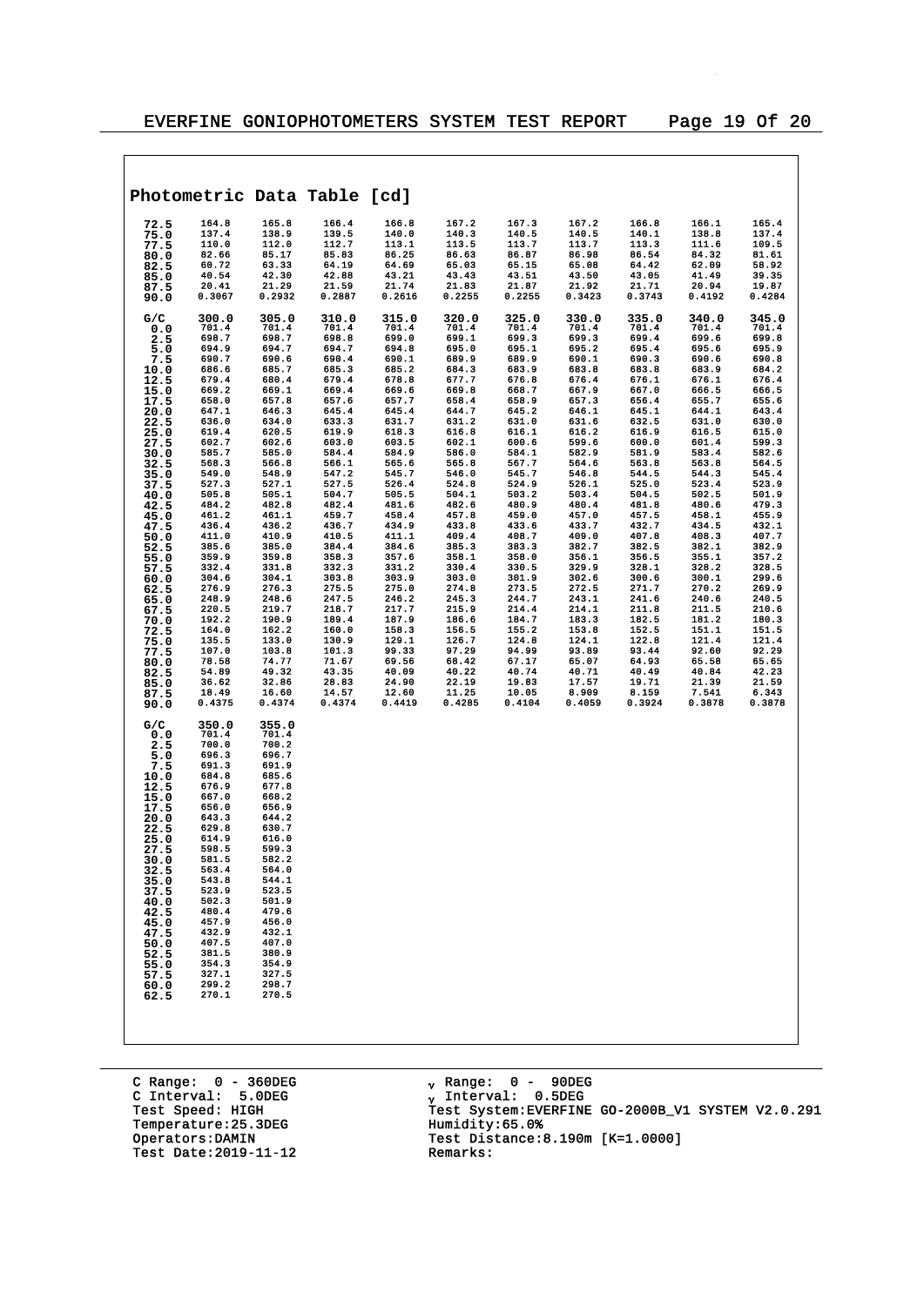## Photometric Data Table [cd]

| | | | | | | | | | | |
|---|---|---|---|---|---|---|---|---|---|---|
| 72.5 | 164.8 | 165.8 | 166.4 | 166.8 | 167.2 | 167.3 | 167.2 | 166.8 | 166.1 | 165.4 |
| 75.0 | 137.4 | 138.9 | 139.5 | 140.0 | 140.3 | 140.5 | 140.5 | 140.1 | 138.8 | 137.4 |
| 77.5 | 110.0 | 112.0 | 112.7 | 113.1 | 113.5 | 113.7 | 113.7 | 113.3 | 111.6 | 109.5 |
| 80.0 | 82.66 | 85.17 | 85.83 | 86.25 | 86.63 | 86.87 | 86.98 | 86.54 | 84.32 | 81.61 |
| 82.5 | 60.72 | 63.33 | 64.19 | 64.69 | 65.03 | 65.15 | 65.08 | 64.42 | 62.09 | 58.92 |
| 85.0 | 40.54 | 42.30 | 42.88 | 43.21 | 43.43 | 43.51 | 43.50 | 43.05 | 41.49 | 39.35 |
| 87.5 | 20.41 | 21.29 | 21.59 | 21.74 | 21.83 | 21.87 | 21.92 | 21.71 | 20.94 | 19.87 |
| 90.0 | 0.3067 | 0.2932 | 0.2887 | 0.2616 | 0.2255 | 0.2255 | 0.3423 | 0.3743 | 0.4192 | 0.4284 |

| G/C | 300.0 | 305.0 | 310.0 | 315.0 | 320.0 | 325.0 | 330.0 | 335.0 | 340.0 | 345.0 |
|---|---|---|---|---|---|---|---|---|---|---|
| 0.0 | 701.4 | 701.4 | 701.4 | 701.4 | 701.4 | 701.4 | 701.4 | 701.4 | 701.4 | 701.4 |
| 2.5 | 698.7 | 698.7 | 698.8 | 699.0 | 699.1 | 699.3 | 699.3 | 699.4 | 699.6 | 699.8 |
| 5.0 | 694.9 | 694.7 | 694.7 | 694.8 | 695.0 | 695.1 | 695.2 | 695.4 | 695.6 | 695.9 |
| 7.5 | 690.7 | 690.6 | 690.4 | 690.1 | 689.9 | 689.9 | 690.1 | 690.3 | 690.6 | 690.8 |
| 10.0 | 686.6 | 685.7 | 685.3 | 685.2 | 684.3 | 683.9 | 683.8 | 683.8 | 683.9 | 684.2 |
| 12.5 | 679.4 | 680.4 | 679.4 | 678.8 | 677.7 | 676.8 | 676.4 | 676.1 | 676.1 | 676.4 |
| 15.0 | 669.2 | 669.1 | 669.4 | 669.6 | 669.8 | 668.7 | 667.9 | 667.0 | 666.5 | 666.5 |
| 17.5 | 658.0 | 657.8 | 657.6 | 657.7 | 658.4 | 658.9 | 657.3 | 656.4 | 655.7 | 655.6 |
| 20.0 | 647.1 | 646.3 | 645.4 | 645.4 | 644.7 | 645.2 | 646.1 | 645.1 | 644.1 | 643.4 |
| 22.5 | 636.0 | 634.0 | 633.3 | 631.7 | 631.2 | 631.0 | 631.6 | 632.5 | 631.0 | 630.0 |
| 25.0 | 619.4 | 620.5 | 619.9 | 618.3 | 616.8 | 616.1 | 616.2 | 616.9 | 616.5 | 615.0 |
| 27.5 | 602.7 | 602.6 | 603.0 | 603.5 | 602.1 | 600.6 | 599.6 | 600.0 | 601.4 | 599.3 |
| 30.0 | 585.7 | 585.0 | 584.4 | 584.9 | 586.0 | 584.1 | 582.9 | 581.9 | 583.4 | 582.6 |
| 32.5 | 568.3 | 566.8 | 566.1 | 565.6 | 565.8 | 567.7 | 564.6 | 563.8 | 563.8 | 564.5 |
| 35.0 | 549.0 | 548.9 | 547.2 | 545.7 | 546.0 | 545.7 | 546.8 | 544.5 | 544.3 | 545.4 |
| 37.5 | 527.3 | 527.1 | 527.5 | 526.4 | 524.8 | 524.9 | 526.1 | 525.0 | 523.4 | 523.9 |
| 40.0 | 505.8 | 505.1 | 504.7 | 505.5 | 504.1 | 503.2 | 503.4 | 504.5 | 502.5 | 501.9 |
| 42.5 | 484.2 | 482.8 | 482.4 | 481.6 | 482.6 | 480.9 | 480.4 | 481.8 | 480.6 | 479.3 |
| 45.0 | 461.2 | 461.1 | 459.7 | 458.4 | 457.8 | 459.0 | 457.0 | 457.5 | 458.1 | 455.9 |
| 47.5 | 436.4 | 436.2 | 436.7 | 434.9 | 433.8 | 433.6 | 433.7 | 432.7 | 434.5 | 432.1 |
| 50.0 | 411.0 | 410.9 | 410.5 | 411.1 | 409.4 | 408.7 | 409.0 | 407.8 | 408.3 | 407.7 |
| 52.5 | 385.6 | 385.0 | 384.4 | 384.6 | 385.3 | 383.3 | 382.7 | 382.5 | 382.1 | 382.9 |
| 55.0 | 359.9 | 359.8 | 358.3 | 357.6 | 358.1 | 358.0 | 356.1 | 356.5 | 355.1 | 357.2 |
| 57.5 | 332.4 | 331.8 | 332.3 | 331.2 | 330.4 | 330.5 | 329.9 | 328.1 | 328.2 | 328.5 |
| 60.0 | 304.6 | 304.1 | 303.8 | 303.9 | 303.0 | 301.9 | 302.6 | 300.6 | 300.1 | 299.6 |
| 62.5 | 276.9 | 276.3 | 275.5 | 275.0 | 274.8 | 273.5 | 272.5 | 271.7 | 270.2 | 269.9 |
| 65.0 | 248.9 | 248.6 | 247.5 | 246.2 | 245.3 | 244.7 | 243.1 | 241.6 | 240.6 | 240.5 |
| 67.5 | 220.5 | 219.7 | 218.7 | 217.7 | 215.9 | 214.4 | 214.1 | 211.8 | 211.5 | 210.6 |
| 70.0 | 192.2 | 190.9 | 189.4 | 187.9 | 186.6 | 184.7 | 183.3 | 182.5 | 181.2 | 180.3 |
| 72.5 | 164.0 | 162.2 | 160.0 | 158.3 | 156.5 | 155.2 | 153.8 | 152.5 | 151.1 | 151.5 |
| 75.0 | 135.5 | 133.0 | 130.9 | 129.1 | 126.7 | 124.8 | 124.1 | 122.8 | 121.4 | 121.4 |
| 77.5 | 107.0 | 103.8 | 101.3 | 99.33 | 97.29 | 94.99 | 93.89 | 93.44 | 92.60 | 92.29 |
| 80.0 | 78.58 | 74.77 | 71.67 | 69.56 | 68.42 | 67.17 | 65.07 | 64.93 | 65.58 | 65.65 |
| 82.5 | 54.89 | 49.32 | 43.35 | 40.09 | 40.22 | 40.74 | 40.71 | 40.49 | 40.84 | 42.23 |
| 85.0 | 36.62 | 32.86 | 28.83 | 24.90 | 22.19 | 19.83 | 17.57 | 19.71 | 21.39 | 21.59 |
| 87.5 | 18.49 | 16.60 | 14.57 | 12.60 | 11.25 | 10.05 | 8.909 | 8.159 | 7.541 | 6.343 |
| 90.0 | 0.4375 | 0.4374 | 0.4374 | 0.4419 | 0.4285 | 0.4104 | 0.4059 | 0.3924 | 0.3878 | 0.3878 |

| G/C | 350.0 | 355.0 |
|---|---|---|
| 0.0 | 701.4 | 701.4 |
| 2.5 | 700.0 | 700.2 |
| 5.0 | 696.3 | 696.7 |
| 7.5 | 691.3 | 691.9 |
| 10.0 | 684.8 | 685.6 |
| 12.5 | 676.9 | 677.8 |
| 15.0 | 667.0 | 668.2 |
| 17.5 | 656.0 | 656.9 |
| 20.0 | 643.3 | 644.2 |
| 22.5 | 629.8 | 630.7 |
| 25.0 | 614.9 | 616.0 |
| 27.5 | 598.5 | 599.3 |
| 30.0 | 581.5 | 582.2 |
| 32.5 | 563.4 | 564.0 |
| 35.0 | 543.8 | 544.1 |
| 37.5 | 523.9 | 523.5 |
| 40.0 | 502.3 | 501.9 |
| 42.5 | 480.4 | 479.6 |
| 45.0 | 457.9 | 456.0 |
| 47.5 | 432.9 | 432.1 |
| 50.0 | 407.5 | 407.0 |
| 52.5 | 381.5 | 380.9 |
| 55.0 | 354.3 | 354.9 |
| 57.5 | 327.1 | 327.5 |
| 60.0 | 299.2 | 298.7 |
| 62.5 | 270.1 | 270.5 |

C Range: 0 - 360DEG
C Interval: 5.0DEG
Test Speed: HIGH
Temperature:25.3DEG
Operators:DAMIN
Test Date:2019-11-12

$\gamma$ Range: 0 - 90DEG
$\gamma$ Interval: 0.5DEG
Test System:EVERFINE GO-2000B_V1 SYSTEM V2.0.291
Humidity:65.0%
Test Distance:8.190m [K=1.0000]
Remarks: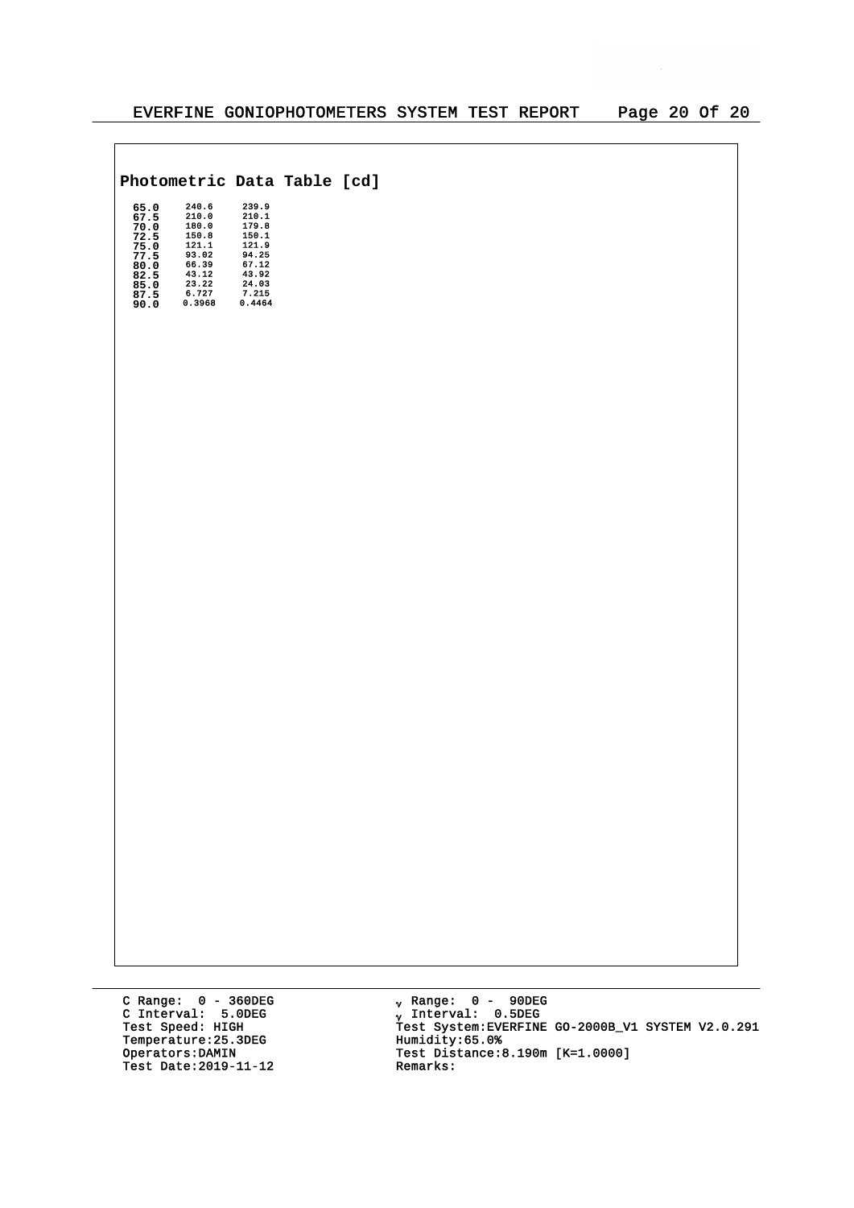## Photometric Data Table [cd]

| | | |
|---|---|---|
| 65.0 | 240.6 | 239.9 |
| 67.5 | 210.0 | 210.1 |
| 70.0 | 180.0 | 179.8 |
| 72.5 | 150.8 | 150.1 |
| 75.0 | 121.1 | 121.9 |
| 77.5 | 93.02 | 94.25 |
| 80.0 | 66.39 | 67.12 |
| 82.5 | 43.12 | 43.92 |
| 85.0 | 23.22 | 24.03 |
| 87.5 | 6.727 | 7.215 |
| 90.0 | 0.3968 | 0.4464 |

C Range: 0 - 360DEG
C Interval: 5.0DEG
Test Speed: HIGH
Temperature:25.3DEG
Operators:DAMIN
Test Date:2019-11-12

γ Range: 0 - 90DEG
γ Interval: 0.5DEG
Test System:EVERFINE GO-2000B_V1 SYSTEM V2.0.291
Humidity:65.0%
Test Distance:8.190m [K=1.0000]
Remarks: